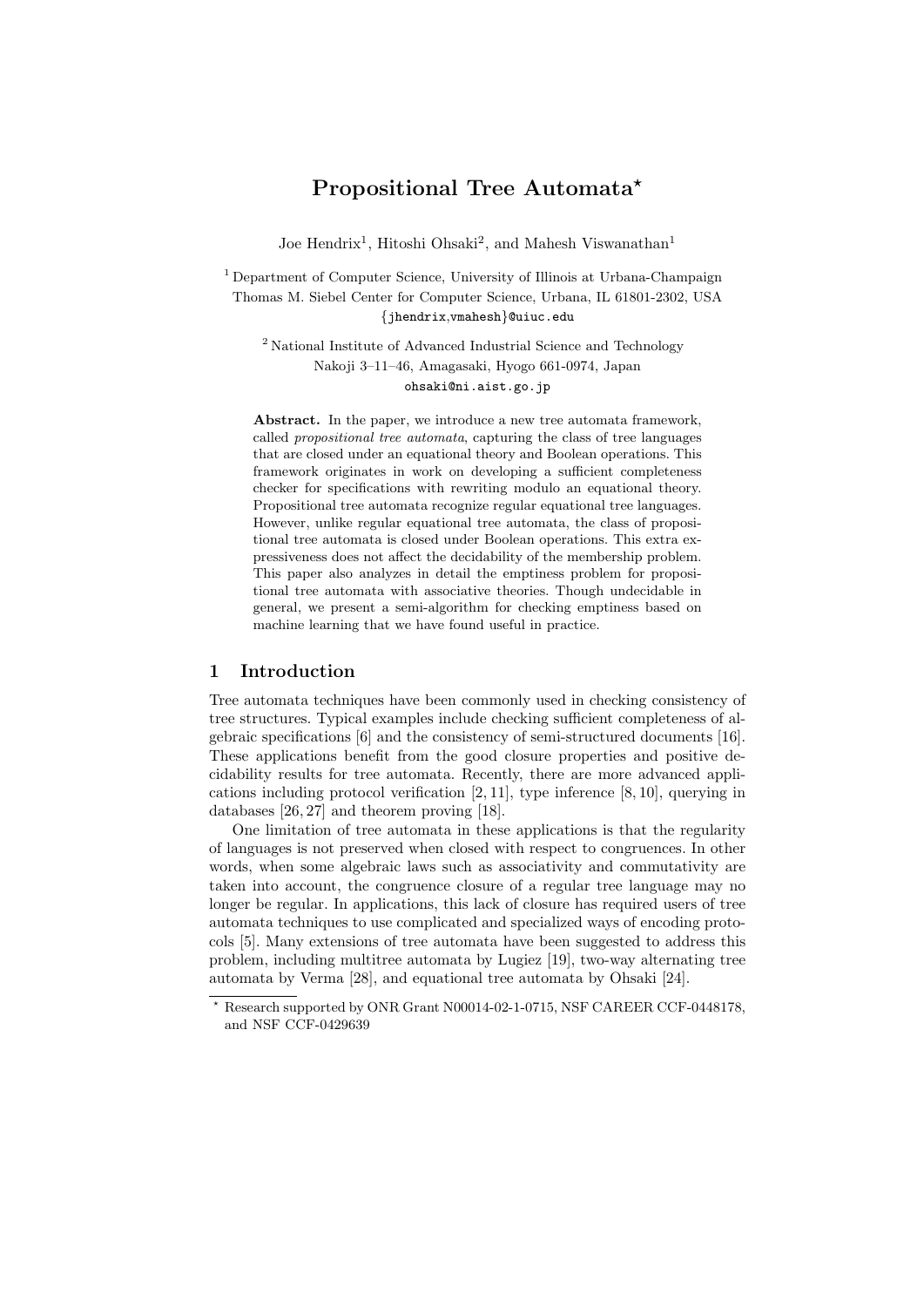# Propositional Tree Automata*

Joe Hendrix[1], Hitoshi Ohsaki[2], and Mahesh Viswanathan[1]

[1] Department of Computer Science, University of Illinois at Urbana-Champaign
Thomas M. Siebel Center for Computer Science, Urbana, IL 61801-2302, USA
{jhendrix,vmahesh}@uiuc.edu

[2] National Institute of Advanced Industrial Science and Technology
Nakoji 3–11–46, Amagasaki, Hyogo 661-0974, Japan
ohsaki@ni.aist.go.jp

**Abstract.** In the paper, we introduce a new tree automata framework, called *propositional tree automata*, capturing the class of tree languages that are closed under an equational theory and Boolean operations. This framework originates in work on developing a sufficient completeness checker for specifications with rewriting modulo an equational theory. Propositional tree automata recognize regular equational tree languages. However, unlike regular equational tree automata, the class of propositional tree automata is closed under Boolean operations. This extra expressiveness does not affect the decidability of the membership problem. This paper also analyzes in detail the emptiness problem for propositional tree automata with associative theories. Though undecidable in general, we present a semi-algorithm for checking emptiness based on machine learning that we have found useful in practice.

## 1 Introduction

Tree automata techniques have been commonly used in checking consistency of tree structures. Typical examples include checking sufficient completeness of algebraic specifications [6] and the consistency of semi-structured documents [16]. These applications benefit from the good closure properties and positive decidability results for tree automata. Recently, there are more advanced applications including protocol verification [2, 11], type inference [8, 10], querying in databases [26, 27] and theorem proving [18].

One limitation of tree automata in these applications is that the regularity of languages is not preserved when closed with respect to congruences. In other words, when some algebraic laws such as associativity and commutativity are taken into account, the congruence closure of a regular tree language may no longer be regular. In applications, this lack of closure has required users of tree automata techniques to use complicated and specialized ways of encoding protocols [5]. Many extensions of tree automata have been suggested to address this problem, including multitree automata by Lugiez [19], two-way alternating tree automata by Verma [28], and equational tree automata by Ohsaki [24].

* Research supported by ONR Grant N00014-02-1-0715, NSF CAREER CCF-0448178, and NSF CCF-0429639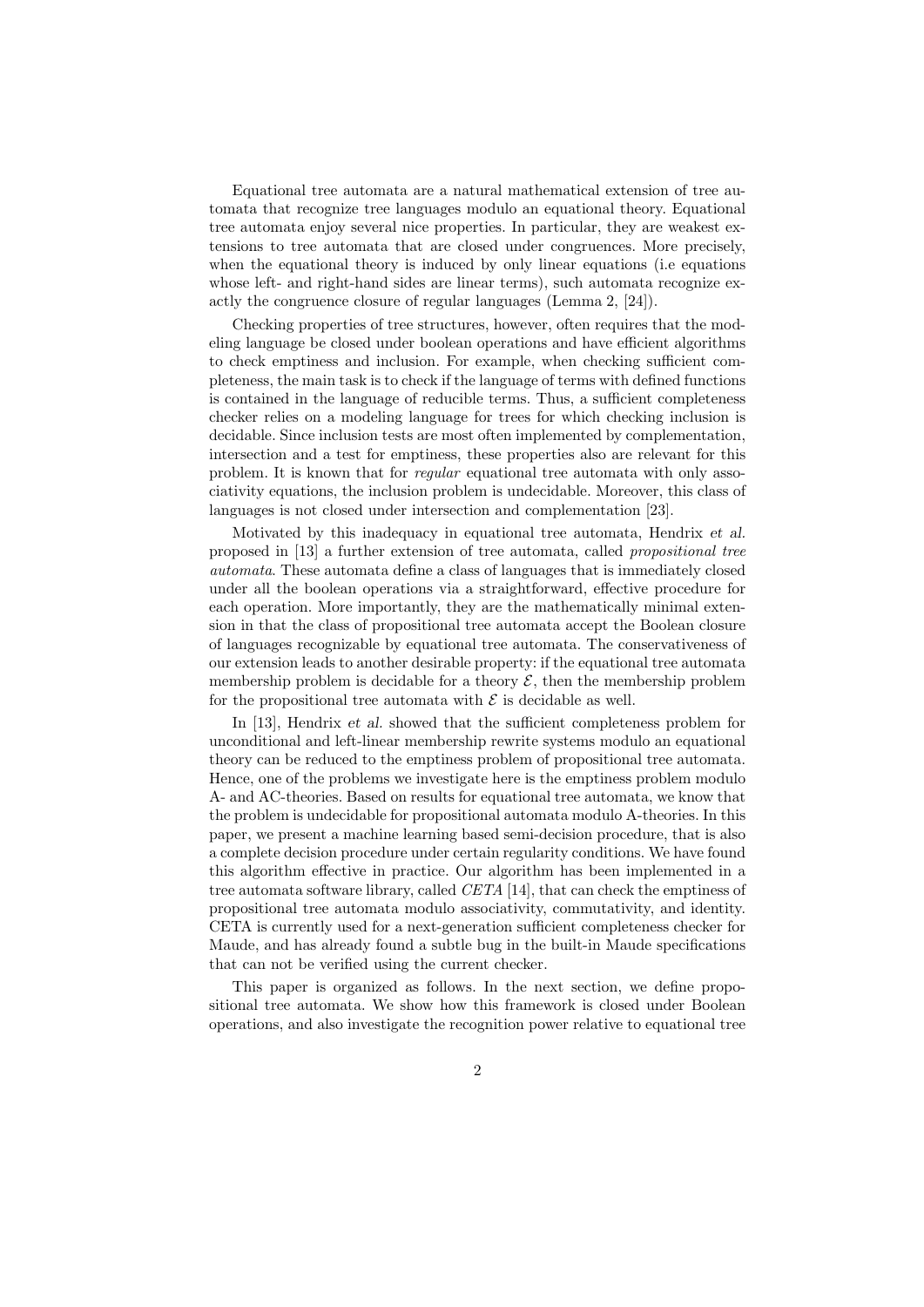Equational tree automata are a natural mathematical extension of tree automata that recognize tree languages modulo an equational theory. Equational tree automata enjoy several nice properties. In particular, they are weakest extensions to tree automata that are closed under congruences. More precisely, when the equational theory is induced by only linear equations (i.e equations whose left- and right-hand sides are linear terms), such automata recognize exactly the congruence closure of regular languages (Lemma 2, [24]).

Checking properties of tree structures, however, often requires that the modeling language be closed under boolean operations and have efficient algorithms to check emptiness and inclusion. For example, when checking sufficient completeness, the main task is to check if the language of terms with defined functions is contained in the language of reducible terms. Thus, a sufficient completeness checker relies on a modeling language for trees for which checking inclusion is decidable. Since inclusion tests are most often implemented by complementation, intersection and a test for emptiness, these properties also are relevant for this problem. It is known that for *regular* equational tree automata with only associativity equations, the inclusion problem is undecidable. Moreover, this class of languages is not closed under intersection and complementation [23].

Motivated by this inadequacy in equational tree automata, Hendrix *et al.* proposed in [13] a further extension of tree automata, called *propositional tree automata*. These automata define a class of languages that is immediately closed under all the boolean operations via a straightforward, effective procedure for each operation. More importantly, they are the mathematically minimal extension in that the class of propositional tree automata accept the Boolean closure of languages recognizable by equational tree automata. The conservativeness of our extension leads to another desirable property: if the equational tree automata membership problem is decidable for a theory $\mathcal{E}$, then the membership problem for the propositional tree automata with $\mathcal{E}$ is decidable as well.

In [13], Hendrix *et al.* showed that the sufficient completeness problem for unconditional and left-linear membership rewrite systems modulo an equational theory can be reduced to the emptiness problem of propositional tree automata. Hence, one of the problems we investigate here is the emptiness problem modulo A- and AC-theories. Based on results for equational tree automata, we know that the problem is undecidable for propositional automata modulo A-theories. In this paper, we present a machine learning based semi-decision procedure, that is also a complete decision procedure under certain regularity conditions. We have found this algorithm effective in practice. Our algorithm has been implemented in a tree automata software library, called *CETA* [14], that can check the emptiness of propositional tree automata modulo associativity, commutativity, and identity. CETA is currently used for a next-generation sufficient completeness checker for Maude, and has already found a subtle bug in the built-in Maude specifications that can not be verified using the current checker.

This paper is organized as follows. In the next section, we define propositional tree automata. We show how this framework is closed under Boolean operations, and also investigate the recognition power relative to equational tree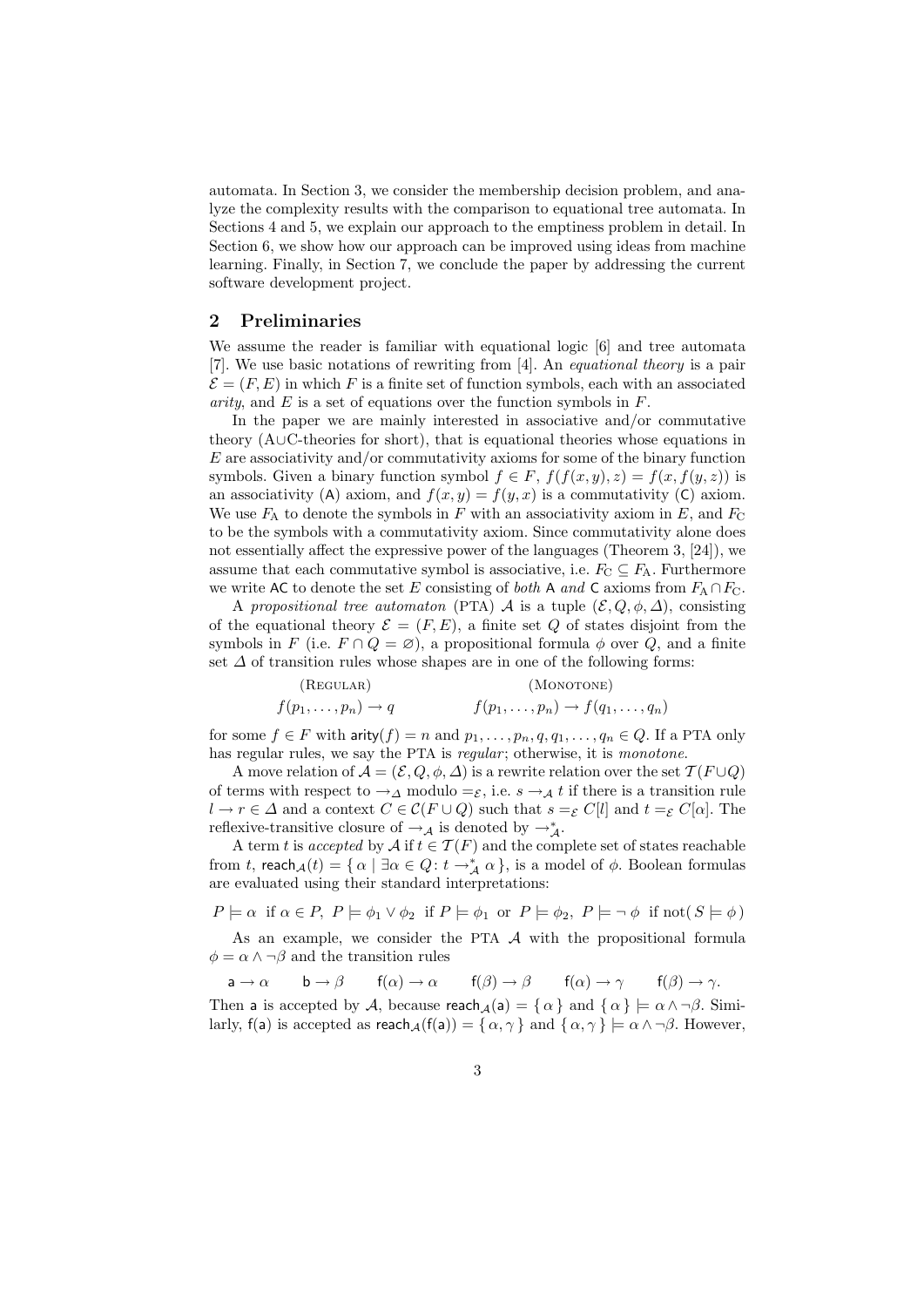automata. In Section 3, we consider the membership decision problem, and analyze the complexity results with the comparison to equational tree automata. In Sections 4 and 5, we explain our approach to the emptiness problem in detail. In Section 6, we show how our approach can be improved using ideas from machine learning. Finally, in Section 7, we conclude the paper by addressing the current software development project.

## 2 Preliminaries

We assume the reader is familiar with equational logic [6] and tree automata [7]. We use basic notations of rewriting from [4]. An *equational theory* is a pair $\mathcal{E} = (F, E)$ in which $F$ is a finite set of function symbols, each with an associated *arity*, and $E$ is a set of equations over the function symbols in $F$.

In the paper we are mainly interested in associative and/or commutative theory (A∪C-theories for short), that is equational theories whose equations in $E$ are associativity and/or commutativity axioms for some of the binary function symbols. Given a binary function symbol $f \in F$, $f(f(x,y),z) = f(x, f(y,z))$ is an associativity (A) axiom, and $f(x,y) = f(y,x)$ is a commutativity (C) axiom. We use $F_{\mathrm{A}}$ to denote the symbols in $F$ with an associativity axiom in $E$, and $F_{\mathrm{C}}$ to be the symbols with a commutativity axiom. Since commutativity alone does not essentially affect the expressive power of the languages (Theorem 3, [24]), we assume that each commutative symbol is associative, i.e. $F_{\mathrm{C}} \subseteq F_{\mathrm{A}}$. Furthermore we write AC to denote the set $E$ consisting of *both* A *and* C axioms from $F_{\mathrm{A}} \cap F_{\mathrm{C}}$.

A *propositional tree automaton* (PTA) $\mathcal{A}$ is a tuple $(\mathcal{E}, Q, \phi, \Delta)$, consisting of the equational theory $\mathcal{E} = (F, E)$, a finite set $Q$ of states disjoint from the symbols in $F$ (i.e. $F \cap Q = \varnothing$), a propositional formula $\phi$ over $Q$, and a finite set $\Delta$ of transition rules whose shapes are in one of the following forms:

$$\text{(Regular)} \qquad f(p_1, \ldots, p_n) \to q \qquad\qquad \text{(Monotone)} \qquad f(p_1, \ldots, p_n) \to f(q_1, \ldots, q_n)$$

for some $f \in F$ with $\mathsf{arity}(f) = n$ and $p_1, \ldots, p_n, q, q_1, \ldots, q_n \in Q$. If a PTA only has regular rules, we say the PTA is *regular*; otherwise, it is *monotone*.

A move relation of $\mathcal{A} = (\mathcal{E}, Q, \phi, \Delta)$ is a rewrite relation over the set $\mathcal{T}(F \cup Q)$ of terms with respect to $\to_\Delta$ modulo $=_\mathcal{E}$, i.e. $s \to_\mathcal{A} t$ if there is a transition rule $l \to r \in \Delta$ and a context $C \in \mathcal{C}(F \cup Q)$ such that $s =_\mathcal{E} C[l]$ and $t =_\mathcal{E} C[\alpha]$. The reflexive-transitive closure of $\to_\mathcal{A}$ is denoted by $\to_\mathcal{A}^*$.

A term $t$ is *accepted* by $\mathcal{A}$ if $t \in \mathcal{T}(F)$ and the complete set of states reachable from $t$, $\mathsf{reach}_\mathcal{A}(t) = \{\, \alpha \mid \exists \alpha \in Q \colon t \to_\mathcal{A}^* \alpha \,\}$, is a model of $\phi$. Boolean formulas are evaluated using their standard interpretations:

$$P \models \alpha \text{ if } \alpha \in P,\ P \models \phi_1 \vee \phi_2 \text{ if } P \models \phi_1 \text{ or } P \models \phi_2,\ P \models \neg\, \phi \text{ if not}(\, S \models \phi\,)$$

As an example, we consider the PTA $\mathcal{A}$ with the propositional formula $\phi = \alpha \wedge \neg\beta$ and the transition rules

$$\mathsf{a} \to \alpha \qquad \mathsf{b} \to \beta \qquad \mathsf{f}(\alpha) \to \alpha \qquad \mathsf{f}(\beta) \to \beta \qquad \mathsf{f}(\alpha) \to \gamma \qquad \mathsf{f}(\beta) \to \gamma.$$

Then $\mathsf{a}$ is accepted by $\mathcal{A}$, because $\mathsf{reach}_\mathcal{A}(\mathsf{a}) = \{\, \alpha \,\}$ and $\{\, \alpha \,\} \models \alpha \wedge \neg\beta$. Similarly, $\mathsf{f}(\mathsf{a})$ is accepted as $\mathsf{reach}_\mathcal{A}(\mathsf{f}(\mathsf{a})) = \{\, \alpha, \gamma \,\}$ and $\{\, \alpha, \gamma \,\} \models \alpha \wedge \neg\beta$. However,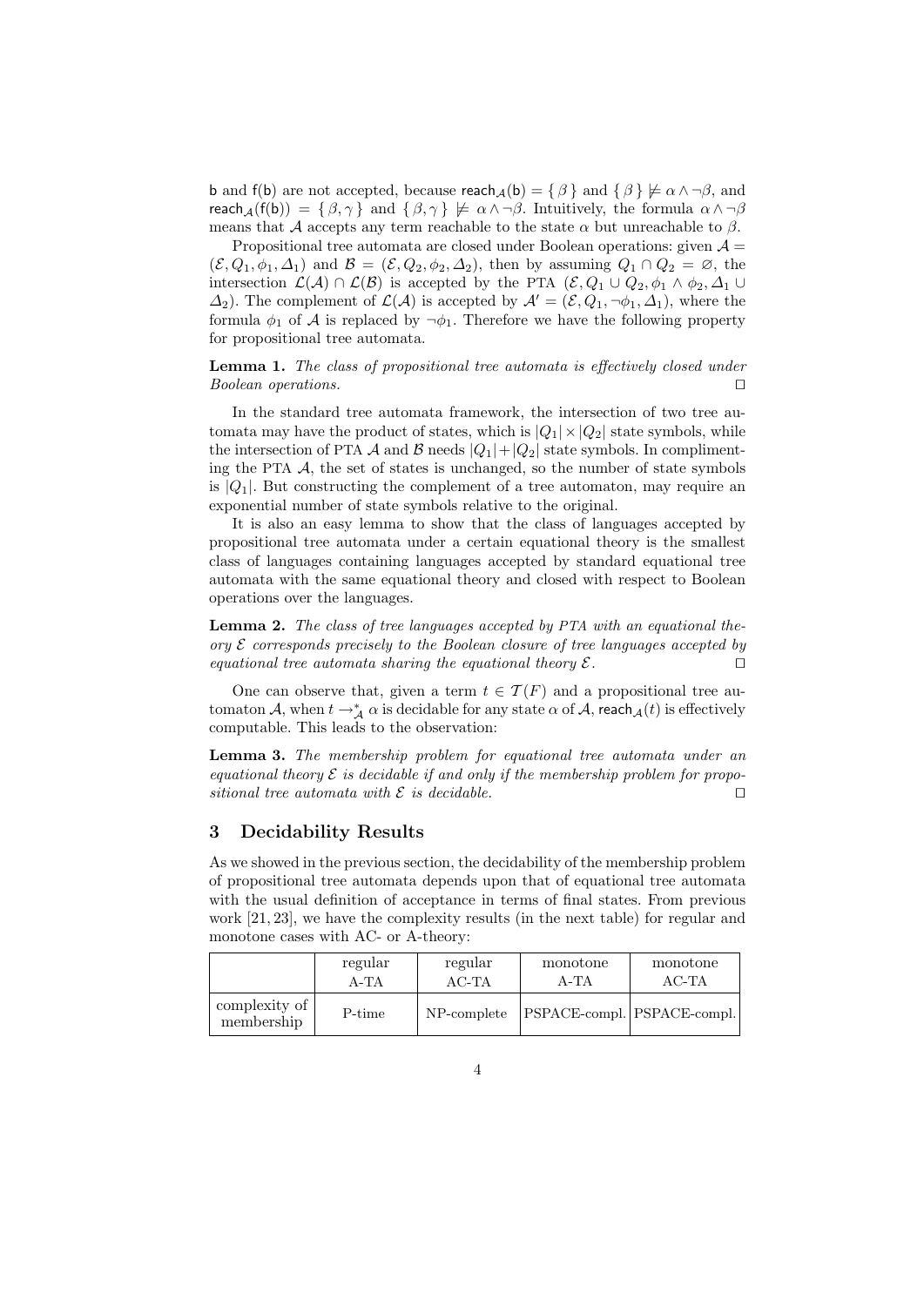b and f(b) are not accepted, because $\mathsf{reach}_{\mathcal{A}}(\mathsf{b}) = \{\beta\}$ and $\{\beta\} \not\models \alpha \wedge \neg\beta$, and $\mathsf{reach}_{\mathcal{A}}(\mathsf{f}(\mathsf{b})) = \{\beta, \gamma\}$ and $\{\beta, \gamma\} \not\models \alpha \wedge \neg\beta$. Intuitively, the formula $\alpha \wedge \neg\beta$ means that $\mathcal{A}$ accepts any term reachable to the state $\alpha$ but unreachable to $\beta$.

Propositional tree automata are closed under Boolean operations: given $\mathcal{A} = (\mathcal{E}, Q_1, \phi_1, \Delta_1)$ and $\mathcal{B} = (\mathcal{E}, Q_2, \phi_2, \Delta_2)$, then by assuming $Q_1 \cap Q_2 = \varnothing$, the intersection $\mathcal{L}(\mathcal{A}) \cap \mathcal{L}(\mathcal{B})$ is accepted by the PTA $(\mathcal{E}, Q_1 \cup Q_2, \phi_1 \wedge \phi_2, \Delta_1 \cup \Delta_2)$. The complement of $\mathcal{L}(\mathcal{A})$ is accepted by $\mathcal{A}' = (\mathcal{E}, Q_1, \neg\phi_1, \Delta_1)$, where the formula $\phi_1$ of $\mathcal{A}$ is replaced by $\neg\phi_1$. Therefore we have the following property for propositional tree automata.

**Lemma 1.** *The class of propositional tree automata is effectively closed under Boolean operations.* □

In the standard tree automata framework, the intersection of two tree automata may have the product of states, which is $|Q_1| \times |Q_2|$ state symbols, while the intersection of PTA $\mathcal{A}$ and $\mathcal{B}$ needs $|Q_1| + |Q_2|$ state symbols. In complimenting the PTA $\mathcal{A}$, the set of states is unchanged, so the number of state symbols is $|Q_1|$. But constructing the complement of a tree automaton, may require an exponential number of state symbols relative to the original.

It is also an easy lemma to show that the class of languages accepted by propositional tree automata under a certain equational theory is the smallest class of languages containing languages accepted by standard equational tree automata with the same equational theory and closed with respect to Boolean operations over the languages.

**Lemma 2.** *The class of tree languages accepted by PTA with an equational theory $\mathcal{E}$ corresponds precisely to the Boolean closure of tree languages accepted by equational tree automata sharing the equational theory $\mathcal{E}$.* □

One can observe that, given a term $t \in \mathcal{T}(F)$ and a propositional tree automaton $\mathcal{A}$, when $t \to^*_{\mathcal{A}} \alpha$ is decidable for any state $\alpha$ of $\mathcal{A}$, $\mathsf{reach}_{\mathcal{A}}(t)$ is effectively computable. This leads to the observation:

**Lemma 3.** *The membership problem for equational tree automata under an equational theory $\mathcal{E}$ is decidable if and only if the membership problem for propositional tree automata with $\mathcal{E}$ is decidable.* □

## 3 Decidability Results

As we showed in the previous section, the decidability of the membership problem of propositional tree automata depends upon that of equational tree automata with the usual definition of acceptance in terms of final states. From previous work [21, 23], we have the complexity results (in the next table) for regular and monotone cases with AC- or A-theory:

| | regular A-TA | regular AC-TA | monotone A-TA | monotone AC-TA |
|---|---|---|---|---|
| complexity of membership | P-time | NP-complete | PSPACE-compl. | PSPACE-compl. |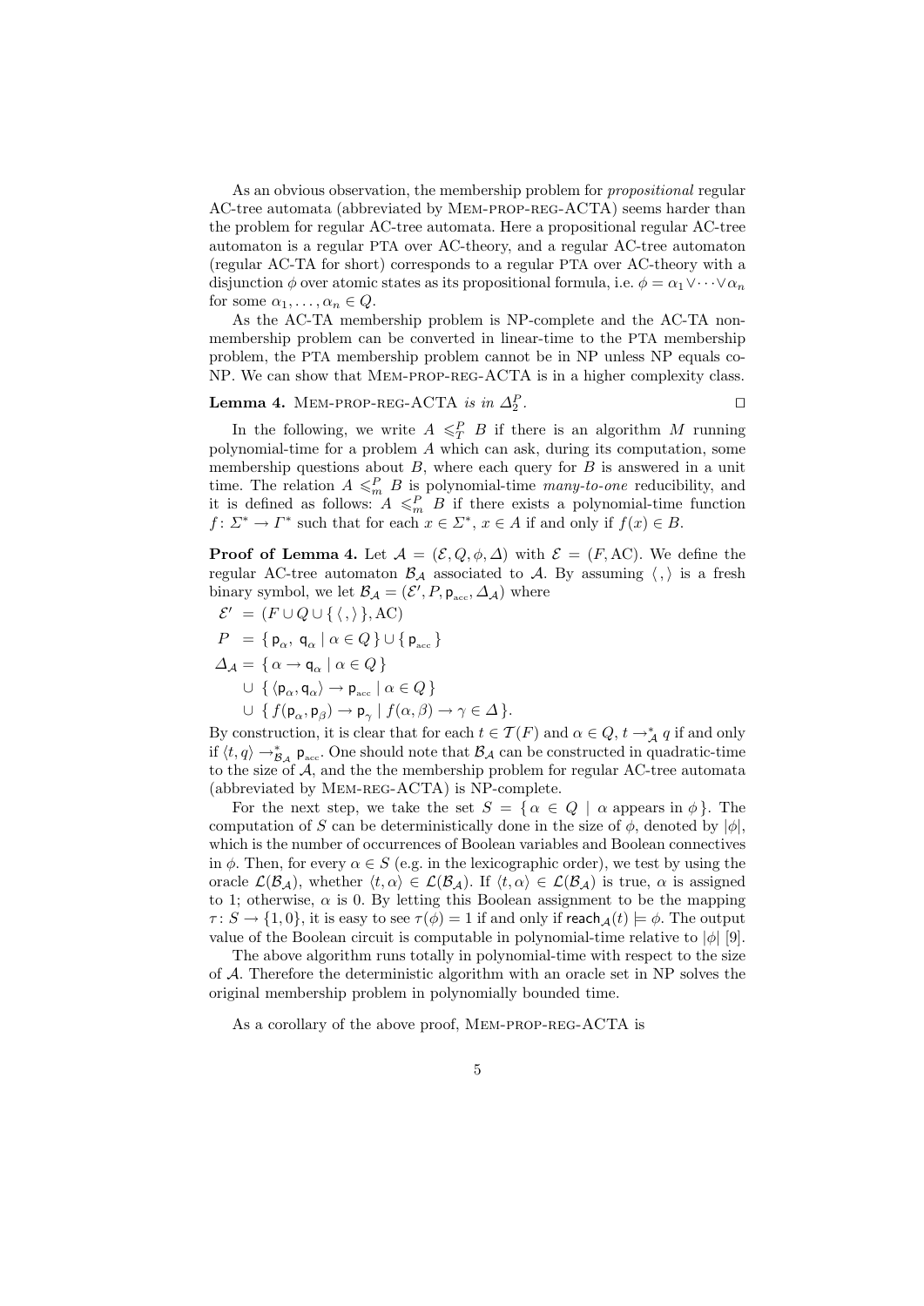As an obvious observation, the membership problem for *propositional* regular AC-tree automata (abbreviated by MEM-PROP-REG-ACTA) seems harder than the problem for regular AC-tree automata. Here a propositional regular AC-tree automaton is a regular PTA over AC-theory, and a regular AC-tree automaton (regular AC-TA for short) corresponds to a regular PTA over AC-theory with a disjunction $\phi$ over atomic states as its propositional formula, i.e. $\phi = \alpha_1 \vee \cdots \vee \alpha_n$ for some $\alpha_1, \ldots, \alpha_n \in Q$.

As the AC-TA membership problem is NP-complete and the AC-TA non-membership problem can be converted in linear-time to the PTA membership problem, the PTA membership problem cannot be in NP unless NP equals co-NP. We can show that MEM-PROP-REG-ACTA is in a higher complexity class.

**Lemma 4.** MEM-PROP-REG-ACTA *is in* $\Delta_2^P$. ◻

In the following, we write $A \leqslant_T^P B$ if there is an algorithm $M$ running polynomial-time for a problem $A$ which can ask, during its computation, some membership questions about $B$, where each query for $B$ is answered in a unit time. The relation $A \leqslant_m^P B$ is polynomial-time *many-to-one* reducibility, and it is defined as follows: $A \leqslant_m^P B$ if there exists a polynomial-time function $f \colon \Sigma^* \to \Gamma^*$ such that for each $x \in \Sigma^*$, $x \in A$ if and only if $f(x) \in B$.

**Proof of Lemma 4.** Let $\mathcal{A} = (\mathcal{E}, Q, \phi, \Delta)$ with $\mathcal{E} = (F, \mathrm{AC})$. We define the regular AC-tree automaton $\mathcal{B}_\mathcal{A}$ associated to $\mathcal{A}$. By assuming $\langle\,,\rangle$ is a fresh binary symbol, we let $\mathcal{B}_\mathcal{A} = (\mathcal{E}', P, \mathsf{p}_{\mathrm{acc}}, \Delta_\mathcal{A})$ where

$$
\begin{aligned}
\mathcal{E}' &= (F \cup Q \cup \{\, \langle\,,\rangle \,\}, \mathrm{AC})\\
P &= \{\, \mathsf{p}_\alpha,\ \mathsf{q}_\alpha \mid \alpha \in Q \,\} \cup \{\, \mathsf{p}_{\mathrm{acc}} \,\}\\
\Delta_\mathcal{A} &= \{\, \alpha \to \mathsf{q}_\alpha \mid \alpha \in Q \,\}\\
&\quad \cup \{\, \langle \mathsf{p}_\alpha, \mathsf{q}_\alpha \rangle \to \mathsf{p}_{\mathrm{acc}} \mid \alpha \in Q \,\}\\
&\quad \cup \{\, f(\mathsf{p}_\alpha, \mathsf{p}_\beta) \to \mathsf{p}_\gamma \mid f(\alpha, \beta) \to \gamma \in \Delta \,\}.
\end{aligned}
$$

By construction, it is clear that for each $t \in \mathcal{T}(F)$ and $\alpha \in Q$, $t \to_\mathcal{A}^* q$ if and only if $\langle t, q \rangle \to_{\mathcal{B}_\mathcal{A}}^* \mathsf{p}_{\mathrm{acc}}$. One should note that $\mathcal{B}_\mathcal{A}$ can be constructed in quadratic-time to the size of $\mathcal{A}$, and the the membership problem for regular AC-tree automata (abbreviated by MEM-REG-ACTA) is NP-complete.

For the next step, we take the set $S = \{\, \alpha \in Q \mid \alpha \text{ appears in } \phi \,\}$. The computation of $S$ can be deterministically done in the size of $\phi$, denoted by $|\phi|$, which is the number of occurrences of Boolean variables and Boolean connectives in $\phi$. Then, for every $\alpha \in S$ (e.g. in the lexicographic order), we test by using the oracle $\mathcal{L}(\mathcal{B}_\mathcal{A})$, whether $\langle t, \alpha \rangle \in \mathcal{L}(\mathcal{B}_\mathcal{A})$. If $\langle t, \alpha \rangle \in \mathcal{L}(\mathcal{B}_\mathcal{A})$ is true, $\alpha$ is assigned to 1; otherwise, $\alpha$ is 0. By letting this Boolean assignment to be the mapping $\tau \colon S \to \{1, 0\}$, it is easy to see $\tau(\phi) = 1$ if and only if $\mathsf{reach}_\mathcal{A}(t) \models \phi$. The output value of the Boolean circuit is computable in polynomial-time relative to $|\phi|$ [9].

The above algorithm runs totally in polynomial-time with respect to the size of $\mathcal{A}$. Therefore the deterministic algorithm with an oracle set in NP solves the original membership problem in polynomially bounded time.

As a corollary of the above proof, MEM-PROP-REG-ACTA is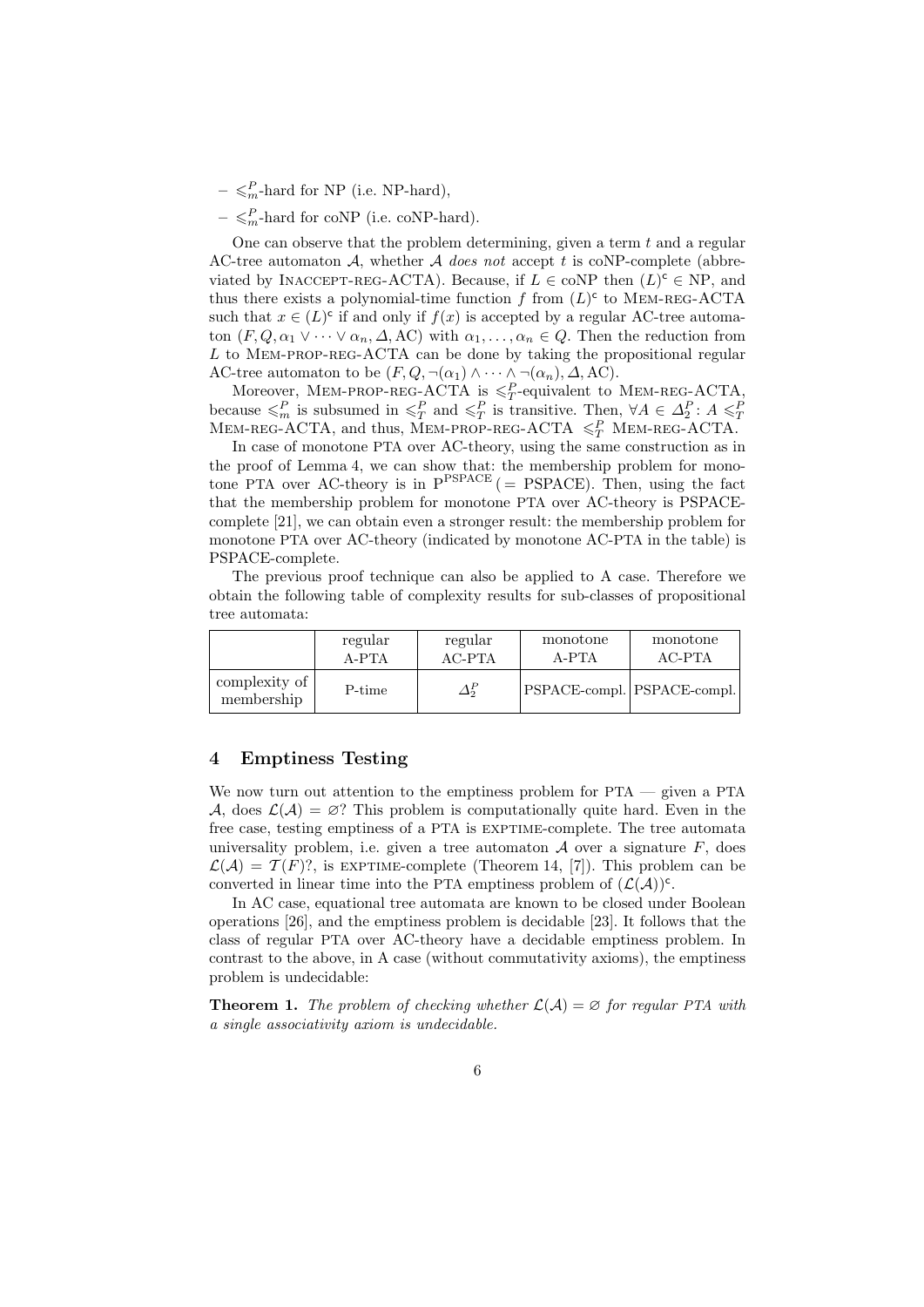- $\leqslant_m^P$-hard for NP (i.e. NP-hard),
- $\leqslant_m^P$-hard for coNP (i.e. coNP-hard).

One can observe that the problem determining, given a term $t$ and a regular AC-tree automaton $\mathcal{A}$, whether $\mathcal{A}$ *does not* accept $t$ is coNP-complete (abbreviated by INACCEPT-REG-ACTA). Because, if $L \in \text{coNP}$ then $(L)^{\mathsf{c}} \in \text{NP}$, and thus there exists a polynomial-time function $f$ from $(L)^{\mathsf{c}}$ to MEM-REG-ACTA such that $x \in (L)^{\mathsf{c}}$ if and only if $f(x)$ is accepted by a regular AC-tree automaton $(F, Q, \alpha_1 \vee \cdots \vee \alpha_n, \Delta, \text{AC})$ with $\alpha_1, \ldots, \alpha_n \in Q$. Then the reduction from $L$ to MEM-PROP-REG-ACTA can be done by taking the propositional regular AC-tree automaton to be $(F, Q, \neg(\alpha_1) \wedge \cdots \wedge \neg(\alpha_n), \Delta, \text{AC})$.

Moreover, MEM-PROP-REG-ACTA is $\leqslant_T^P$-equivalent to MEM-REG-ACTA, because $\leqslant_m^P$ is subsumed in $\leqslant_T^P$ and $\leqslant_T^P$ is transitive. Then, $\forall A \in \Delta_2^P \colon A \leqslant_T^P$ MEM-REG-ACTA, and thus, MEM-PROP-REG-ACTA $\leqslant_T^P$ MEM-REG-ACTA.

In case of monotone PTA over AC-theory, using the same construction as in the proof of Lemma 4, we can show that: the membership problem for monotone PTA over AC-theory is in $\text{P}^{\text{PSPACE}}$ ($=$ PSPACE). Then, using the fact that the membership problem for monotone PTA over AC-theory is PSPACE-complete [21], we can obtain even a stronger result: the membership problem for monotone PTA over AC-theory (indicated by monotone AC-PTA in the table) is PSPACE-complete.

The previous proof technique can also be applied to A case. Therefore we obtain the following table of complexity results for sub-classes of propositional tree automata:

| | regular A-PTA | regular AC-PTA | monotone A-PTA | monotone AC-PTA |
|---|---|---|---|---|
| complexity of membership | P-time | $\Delta_2^P$ | PSPACE-compl. | PSPACE-compl. |

## 4 Emptiness Testing

We now turn out attention to the emptiness problem for PTA — given a PTA $\mathcal{A}$, does $\mathcal{L}(\mathcal{A}) = \varnothing$? This problem is computationally quite hard. Even in the free case, testing emptiness of a PTA is EXPTIME-complete. The tree automata universality problem, i.e. given a tree automaton $\mathcal{A}$ over a signature $F$, does $\mathcal{L}(\mathcal{A}) = \mathcal{T}(F)$?, is EXPTIME-complete (Theorem 14, [7]). This problem can be converted in linear time into the PTA emptiness problem of $(\mathcal{L}(\mathcal{A}))^{\mathsf{c}}$.

In AC case, equational tree automata are known to be closed under Boolean operations [26], and the emptiness problem is decidable [23]. It follows that the class of regular PTA over AC-theory have a decidable emptiness problem. In contrast to the above, in A case (without commutativity axioms), the emptiness problem is undecidable:

**Theorem 1.** *The problem of checking whether $\mathcal{L}(\mathcal{A}) = \varnothing$ for regular PTA with a single associativity axiom is undecidable.*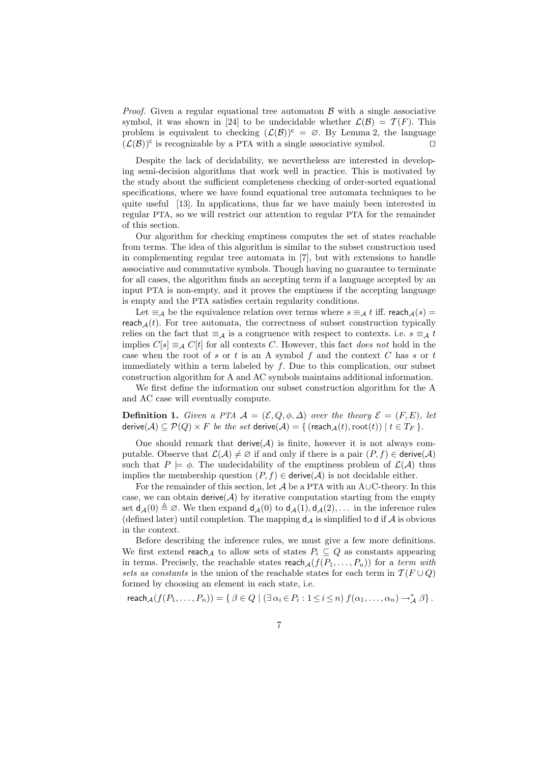*Proof.* Given a regular equational tree automaton $\mathcal{B}$ with a single associative symbol, it was shown in [24] to be undecidable whether $\mathcal{L}(\mathcal{B}) = \mathcal{T}(F)$. This problem is equivalent to checking $(\mathcal{L}(\mathcal{B}))^{\mathsf{c}} = \varnothing$. By Lemma 2, the language $(\mathcal{L}(\mathcal{B}))^{\mathsf{c}}$ is recognizable by a PTA with a single associative symbol. $\square$

Despite the lack of decidability, we nevertheless are interested in developing semi-decision algorithms that work well in practice. This is motivated by the study about the sufficient completeness checking of order-sorted equational specifications, where we have found equational tree automata techniques to be quite useful [13]. In applications, thus far we have mainly been interested in regular PTA, so we will restrict our attention to regular PTA for the remainder of this section.

Our algorithm for checking emptiness computes the set of states reachable from terms. The idea of this algorithm is similar to the subset construction used in complementing regular tree automata in [7], but with extensions to handle associative and commutative symbols. Though having no guarantee to terminate for all cases, the algorithm finds an accepting term if a language accepted by an input PTA is non-empty, and it proves the emptiness if the accepting language is empty and the PTA satisfies certain regularity conditions.

Let $\equiv_{\mathcal{A}}$ be the equivalence relation over terms where $s \equiv_{\mathcal{A}} t$ iff. $\mathsf{reach}_{\mathcal{A}}(s) = \mathsf{reach}_{\mathcal{A}}(t)$. For tree automata, the correctness of subset construction typically relies on the fact that $\equiv_{\mathcal{A}}$ is a congruence with respect to contexts. i.e. $s \equiv_{\mathcal{A}} t$ implies $C[s] \equiv_{\mathcal{A}} C[t]$ for all contexts $C$. However, this fact *does not* hold in the case when the root of $s$ or $t$ is an A symbol $f$ and the context $C$ has $s$ or $t$ immediately within a term labeled by $f$. Due to this complication, our subset construction algorithm for A and AC symbols maintains additional information.

We first define the information our subset construction algorithm for the A and AC case will eventually compute.

**Definition 1.** *Given a PTA $\mathcal{A} = (\mathcal{E}, Q, \phi, \Delta)$ over the theory $\mathcal{E} = (F, E)$, let $\mathsf{derive}(\mathcal{A}) \subseteq \mathcal{P}(Q) \times F$ be the set $\mathsf{derive}(\mathcal{A}) = \{ (\mathsf{reach}_{\mathcal{A}}(t), \mathrm{root}(t)) \mid t \in T_F \}$.*

One should remark that $\mathsf{derive}(\mathcal{A})$ is finite, however it is not always computable. Observe that $\mathcal{L}(\mathcal{A}) \neq \varnothing$ if and only if there is a pair $(P, f) \in \mathsf{derive}(\mathcal{A})$ such that $P \models \phi$. The undecidability of the emptiness problem of $\mathcal{L}(\mathcal{A})$ thus implies the membership question $(P, f) \in \mathsf{derive}(\mathcal{A})$ is not decidable either.

For the remainder of this section, let $\mathcal{A}$ be a PTA with an A$\cup$C-theory. In this case, we can obtain $\mathsf{derive}(\mathcal{A})$ by iterative computation starting from the empty set $\mathsf{d}_{\mathcal{A}}(0) \triangleq \varnothing$. We then expand $\mathsf{d}_{\mathcal{A}}(0)$ to $\mathsf{d}_{\mathcal{A}}(1), \mathsf{d}_{\mathcal{A}}(2), \ldots$ in the inference rules (defined later) until completion. The mapping $\mathsf{d}_{\mathcal{A}}$ is simplified to $\mathsf{d}$ if $\mathcal{A}$ is obvious in the context.

Before describing the inference rules, we must give a few more definitions. We first extend $\mathsf{reach}_{\mathcal{A}}$ to allow sets of states $P_i \subseteq Q$ as constants appearing in terms. Precisely, the reachable states $\mathsf{reach}_{\mathcal{A}}(f(P_1, \ldots, P_n))$ for a *term with sets as constants* is the union of the reachable states for each term in $\mathcal{T}(F \cup Q)$ formed by choosing an element in each state, i.e.

$$\mathsf{reach}_{\mathcal{A}}(f(P_1, \ldots, P_n)) = \{ \beta \in Q \mid (\exists\, \alpha_i \in P_i : 1 \leq i \leq n)\; f(\alpha_1, \ldots, \alpha_n) \to^*_{\mathcal{A}} \beta \}.$$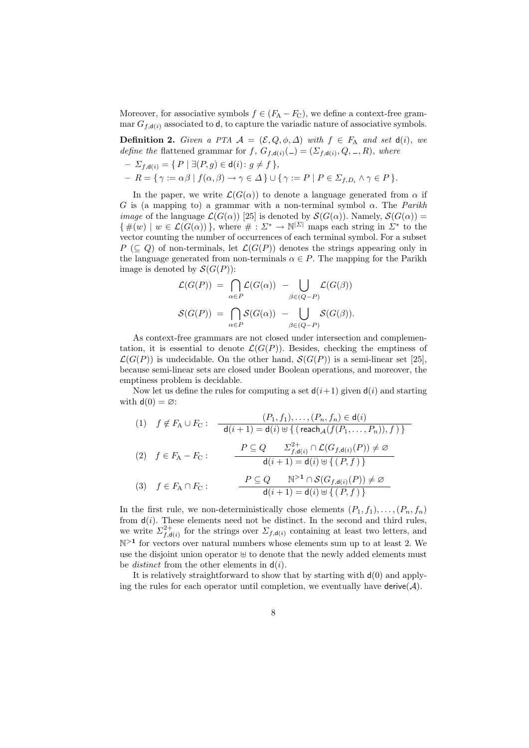Moreover, for associative symbols $f \in (F_\mathrm{A} - F_\mathrm{C})$, we define a context-free grammar $G_{f,\mathsf{d}(i)}$ associated to $\mathsf{d}$, to capture the variadic nature of associative symbols.

**Definition 2.** *Given a PTA $\mathcal{A} = (\mathcal{E}, Q, \phi, \Delta)$ with $f \in F_\mathrm{A}$ and set $\mathsf{d}(i)$, we define the* flattened grammar for $f$, $G_{f,\mathsf{d}(i)}(\_) = (\Sigma_{f,\mathsf{d}(i)}, Q, \_, R)$, *where*

- $\Sigma_{f,\mathsf{d}(i)} = \{\, P \mid \exists (P, g) \in \mathsf{d}(i) \colon g \neq f \,\}$,
- $R = \{\, \gamma := \alpha\beta \mid f(\alpha, \beta) \to \gamma \in \Delta \,\} \cup \{\, \gamma := P \mid P \in \Sigma_{f,D_i} \wedge \gamma \in P \,\}$.

In the paper, we write $\mathcal{L}(G(\alpha))$ to denote a language generated from $\alpha$ if $G$ is (a mapping to) a grammar with a non-terminal symbol $\alpha$. The *Parikh image* of the language $\mathcal{L}(G(\alpha))$ [25] is denoted by $\mathcal{S}(G(\alpha))$. Namely, $\mathcal{S}(G(\alpha)) = \{\, \#(w) \mid w \in \mathcal{L}(G(\alpha)) \,\}$, where $\# : \Sigma^* \to \mathbb{N}^{|\Sigma|}$ maps each string in $\Sigma^*$ to the vector counting the number of occurrences of each terminal symbol. For a subset $P$ $(\subseteq Q)$ of non-terminals, let $\mathcal{L}(G(P))$ denotes the strings appearing only in the language generated from non-terminals $\alpha \in P$. The mapping for the Parikh image is denoted by $\mathcal{S}(G(P))$:

$$\mathcal{L}(G(P)) \;=\; \bigcap_{\alpha \in P} \mathcal{L}(G(\alpha)) \;-\; \bigcup_{\beta \in (Q-P)} \mathcal{L}(G(\beta))$$

$$\mathcal{S}(G(P)) \;=\; \bigcap_{\alpha \in P} \mathcal{S}(G(\alpha)) \;-\; \bigcup_{\beta \in (Q-P)} \mathcal{S}(G(\beta)).$$

As context-free grammars are not closed under intersection and complementation, it is essential to denote $\mathcal{L}(G(P))$. Besides, checking the emptiness of $\mathcal{L}(G(P))$ is undecidable. On the other hand, $\mathcal{S}(G(P))$ is a semi-linear set [25], because semi-linear sets are closed under Boolean operations, and moreover, the emptiness problem is decidable.

Now let us define the rules for computing a set $\mathsf{d}(i+1)$ given $\mathsf{d}(i)$ and starting with $\mathsf{d}(0) = \varnothing$:

$$(1) \quad f \notin F_\mathrm{A} \cup F_\mathrm{C} : \quad \frac{(P_1, f_1), \ldots, (P_n, f_n) \in \mathsf{d}(i)}{\mathsf{d}(i+1) = \mathsf{d}(i) \uplus \{\, (\,\mathsf{reach}_{\mathcal{A}}(f(P_1, \ldots, P_n)), f\,)\,\}}$$

$$(2) \quad f \in F_\mathrm{A} - F_\mathrm{C} : \quad \frac{P \subseteq Q \qquad \Sigma^{2+}_{f,\mathsf{d}(i)} \cap \mathcal{L}(G_{f,\mathsf{d}(i)}(P)) \neq \varnothing}{\mathsf{d}(i+1) = \mathsf{d}(i) \uplus \{\, (\,P, f\,)\,\}}$$

$$(3) \quad f \in F_\mathrm{A} \cap F_\mathrm{C} : \quad \frac{P \subseteq Q \qquad \mathbb{N}^{>\mathbf{1}} \cap \mathcal{S}(G_{f,\mathsf{d}(i)}(P)) \neq \varnothing}{\mathsf{d}(i+1) = \mathsf{d}(i) \uplus \{\, (\,P, f\,)\,\}}$$

In the first rule, we non-deterministically chose elements $(P_1, f_1), \ldots, (P_n, f_n)$ from $\mathsf{d}(i)$. These elements need not be distinct. In the second and third rules, we write $\Sigma^{2+}_{f,\mathsf{d}(i)}$ for the strings over $\Sigma_{f,\mathsf{d}(i)}$ containing at least two letters, and $\mathbb{N}^{>\mathbf{1}}$ for vectors over natural numbers whose elements sum up to at least 2. We use the disjoint union operator $\uplus$ to denote that the newly added elements must be *distinct* from the other elements in $\mathsf{d}(i)$.

It is relatively straightforward to show that by starting with $\mathsf{d}(0)$ and applying the rules for each operator until completion, we eventually have $\mathsf{derive}(\mathcal{A})$.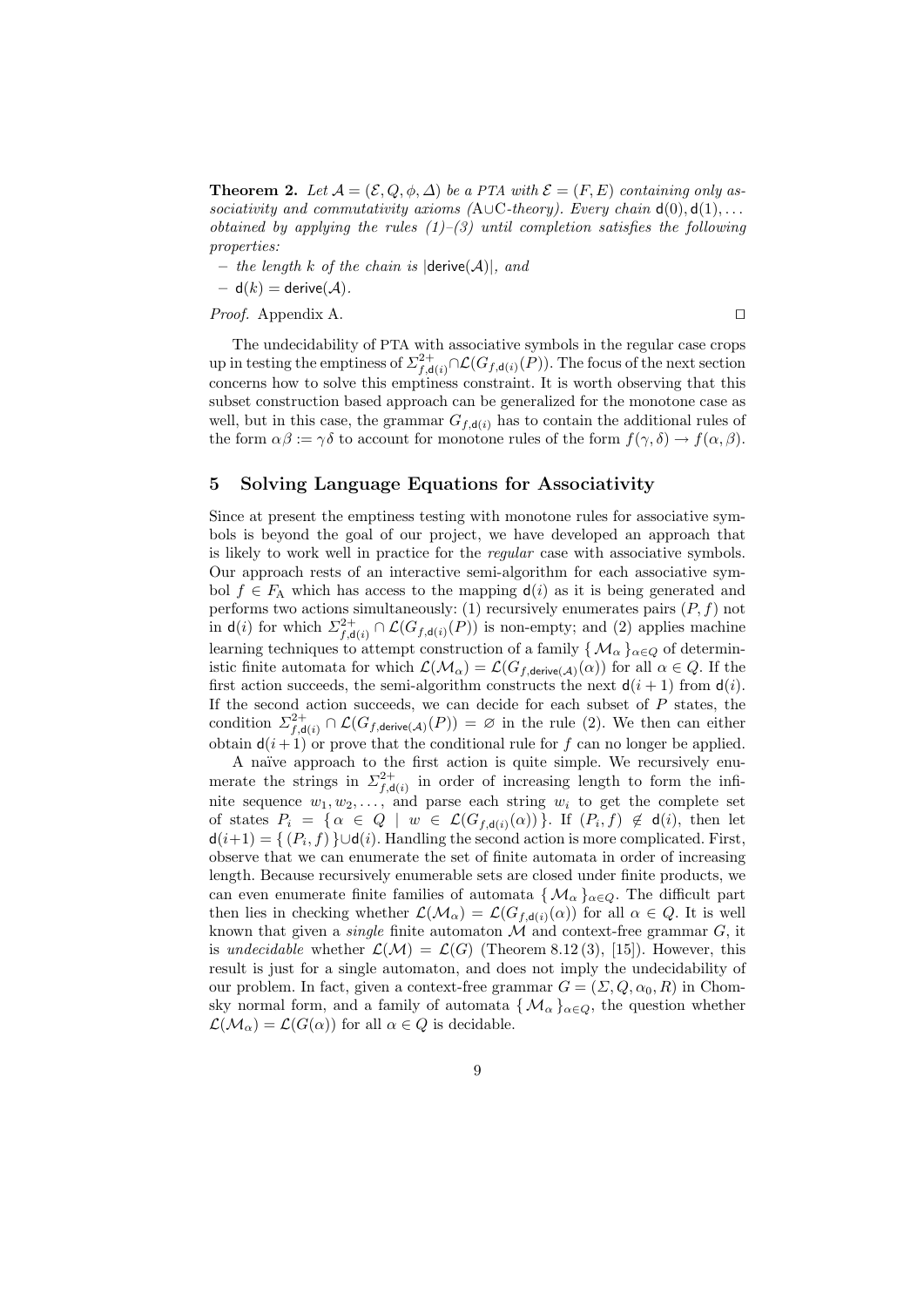**Theorem 2.** *Let $\mathcal{A} = (\mathcal{E}, Q, \phi, \Delta)$ be a* PTA *with $\mathcal{E} = (F, E)$ containing only associativity and commutativity axioms (A∪C-theory). Every chain $\mathsf{d}(0), \mathsf{d}(1), \ldots$ obtained by applying the rules (1)–(3) until completion satisfies the following properties:*

- *the length $k$ of the chain is $|\mathsf{derive}(\mathcal{A})|$, and*
- *$\mathsf{d}(k) = \mathsf{derive}(\mathcal{A})$.*

*Proof.* Appendix A. □

The undecidability of PTA with associative symbols in the regular case crops up in testing the emptiness of $\Sigma^{2+}_{f,\mathsf{d}(i)} \cap \mathcal{L}(G_{f,\mathsf{d}(i)}(P))$. The focus of the next section concerns how to solve this emptiness constraint. It is worth observing that this subset construction based approach can be generalized for the monotone case as well, but in this case, the grammar $G_{f,\mathsf{d}(i)}$ has to contain the additional rules of the form $\alpha\beta := \gamma\delta$ to account for monotone rules of the form $f(\gamma, \delta) \to f(\alpha, \beta)$.

## 5 Solving Language Equations for Associativity

Since at present the emptiness testing with monotone rules for associative symbols is beyond the goal of our project, we have developed an approach that is likely to work well in practice for the *regular* case with associative symbols. Our approach rests of an interactive semi-algorithm for each associative symbol $f \in F_{\mathrm{A}}$ which has access to the mapping $\mathsf{d}(i)$ as it is being generated and performs two actions simultaneously: (1) recursively enumerates pairs $(P, f)$ not in $\mathsf{d}(i)$ for which $\Sigma^{2+}_{f,\mathsf{d}(i)} \cap \mathcal{L}(G_{f,\mathsf{d}(i)}(P))$ is non-empty; and (2) applies machine learning techniques to attempt construction of a family $\{\, \mathcal{M}_\alpha \,\}_{\alpha \in Q}$ of deterministic finite automata for which $\mathcal{L}(\mathcal{M}_\alpha) = \mathcal{L}(G_{f,\mathsf{derive}(\mathcal{A})}(\alpha))$ for all $\alpha \in Q$. If the first action succeeds, the semi-algorithm constructs the next $\mathsf{d}(i+1)$ from $\mathsf{d}(i)$. If the second action succeeds, we can decide for each subset of $P$ states, the condition $\Sigma^{2+}_{f,\mathsf{d}(i)} \cap \mathcal{L}(G_{f,\mathsf{derive}(\mathcal{A})}(P)) = \varnothing$ in the rule (2). We then can either obtain $\mathsf{d}(i+1)$ or prove that the conditional rule for $f$ can no longer be applied.

A naïve approach to the first action is quite simple. We recursively enumerate the strings in $\Sigma^{2+}_{f,\mathsf{d}(i)}$ in order of increasing length to form the infinite sequence $w_1, w_2, \ldots$, and parse each string $w_i$ to get the complete set of states $P_i = \{\, \alpha \in Q \mid w \in \mathcal{L}(G_{f,\mathsf{d}(i)}(\alpha)) \,\}$. If $(P_i, f) \notin \mathsf{d}(i)$, then let $\mathsf{d}(i{+}1) = \{\, (P_i, f) \,\} \cup \mathsf{d}(i)$. Handling the second action is more complicated. First, observe that we can enumerate the set of finite automata in order of increasing length. Because recursively enumerable sets are closed under finite products, we can even enumerate finite families of automata $\{\, \mathcal{M}_\alpha \,\}_{\alpha \in Q}$. The difficult part then lies in checking whether $\mathcal{L}(\mathcal{M}_\alpha) = \mathcal{L}(G_{f,\mathsf{d}(i)}(\alpha))$ for all $\alpha \in Q$. It is well known that given a *single* finite automaton $\mathcal{M}$ and context-free grammar $G$, it is *undecidable* whether $\mathcal{L}(\mathcal{M}) = \mathcal{L}(G)$ (Theorem 8.12 (3), [15]). However, this result is just for a single automaton, and does not imply the undecidability of our problem. In fact, given a context-free grammar $G = (\Sigma, Q, \alpha_0, R)$ in Chomsky normal form, and a family of automata $\{\, \mathcal{M}_\alpha \,\}_{\alpha \in Q}$, the question whether $\mathcal{L}(\mathcal{M}_\alpha) = \mathcal{L}(G(\alpha))$ for all $\alpha \in Q$ is decidable.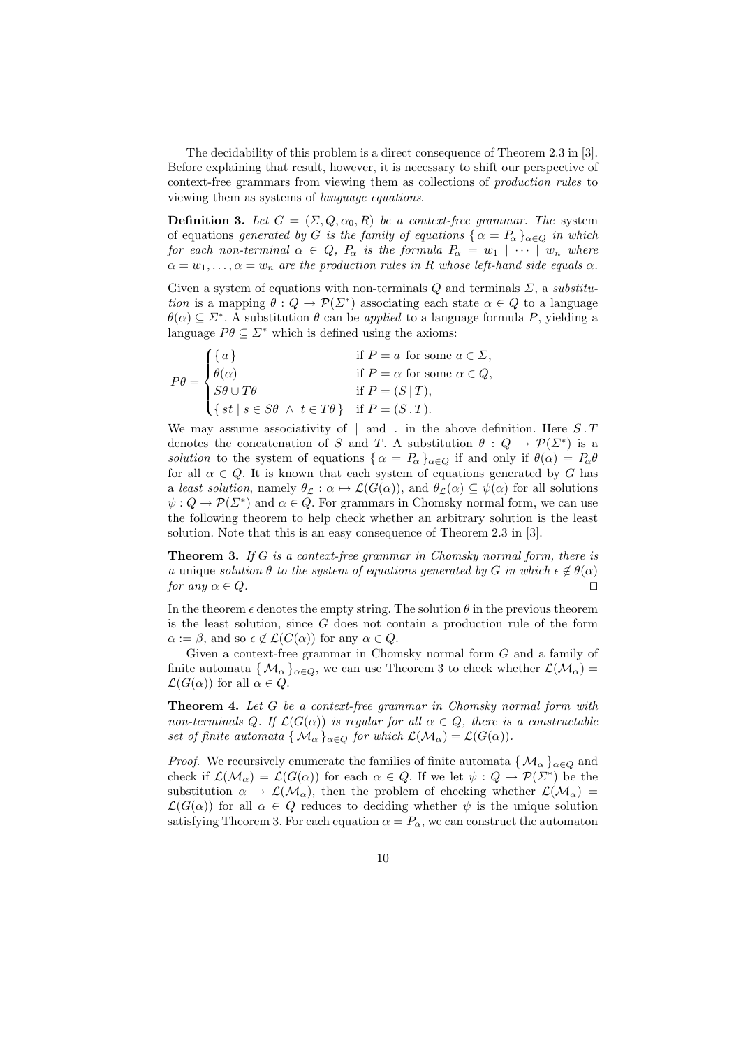The decidability of this problem is a direct consequence of Theorem 2.3 in [3]. Before explaining that result, however, it is necessary to shift our perspective of context-free grammars from viewing them as collections of *production rules* to viewing them as systems of *language equations*.

**Definition 3.** *Let $G = (\Sigma, Q, \alpha_0, R)$ be a context-free grammar. The* system of equations *generated by $G$ is the family of equations $\{\, \alpha = P_\alpha \,\}_{\alpha \in Q}$ in which for each non-terminal $\alpha \in Q$, $P_\alpha$ is the formula $P_\alpha = w_1 \mid \cdots \mid w_n$ where $\alpha = w_1, \ldots, \alpha = w_n$ are the production rules in $R$ whose left-hand side equals $\alpha$.*

Given a system of equations with non-terminals $Q$ and terminals $\Sigma$, a *substitution* is a mapping $\theta : Q \to \mathcal{P}(\Sigma^*)$ associating each state $\alpha \in Q$ to a language $\theta(\alpha) \subseteq \Sigma^*$. A substitution $\theta$ can be *applied* to a language formula $P$, yielding a language $P\theta \subseteq \Sigma^*$ which is defined using the axioms:

$$P\theta = \begin{cases} \{\, a \,\} & \text{if } P = a \text{ for some } a \in \Sigma, \\ \theta(\alpha) & \text{if } P = \alpha \text{ for some } \alpha \in Q, \\ S\theta \cup T\theta & \text{if } P = (S \mid T), \\ \{\, st \mid s \in S\theta \;\wedge\; t \in T\theta \,\} & \text{if } P = (S \,.\, T). \end{cases}$$

We may assume associativity of $\mid$ and $.$ in the above definition. Here $S \,.\, T$ denotes the concatenation of $S$ and $T$. A substitution $\theta : Q \to \mathcal{P}(\Sigma^*)$ is a *solution* to the system of equations $\{\, \alpha = P_\alpha \,\}_{\alpha \in Q}$ if and only if $\theta(\alpha) = P_\alpha\theta$ for all $\alpha \in Q$. It is known that each system of equations generated by $G$ has a *least solution*, namely $\theta_{\mathcal{L}} : \alpha \mapsto \mathcal{L}(G(\alpha))$, and $\theta_{\mathcal{L}}(\alpha) \subseteq \psi(\alpha)$ for all solutions $\psi : Q \to \mathcal{P}(\Sigma^*)$ and $\alpha \in Q$. For grammars in Chomsky normal form, we can use the following theorem to help check whether an arbitrary solution is the least solution. Note that this is an easy consequence of Theorem 2.3 in [3].

**Theorem 3.** *If $G$ is a context-free grammar in Chomsky normal form, there is a* unique *solution $\theta$ to the system of equations generated by $G$ in which $\epsilon \notin \theta(\alpha)$ for any $\alpha \in Q$.* □

In the theorem $\epsilon$ denotes the empty string. The solution $\theta$ in the previous theorem is the least solution, since $G$ does not contain a production rule of the form $\alpha := \beta$, and so $\epsilon \notin \mathcal{L}(G(\alpha))$ for any $\alpha \in Q$.

Given a context-free grammar in Chomsky normal form $G$ and a family of finite automata $\{\, \mathcal{M}_\alpha \,\}_{\alpha \in Q}$, we can use Theorem 3 to check whether $\mathcal{L}(\mathcal{M}_\alpha) = \mathcal{L}(G(\alpha))$ for all $\alpha \in Q$.

**Theorem 4.** *Let $G$ be a context-free grammar in Chomsky normal form with non-terminals $Q$. If $\mathcal{L}(G(\alpha))$ is regular for all $\alpha \in Q$, there is a constructable set of finite automata $\{\, \mathcal{M}_\alpha \,\}_{\alpha \in Q}$ for which $\mathcal{L}(\mathcal{M}_\alpha) = \mathcal{L}(G(\alpha))$.*

*Proof.* We recursively enumerate the families of finite automata $\{\, \mathcal{M}_\alpha \,\}_{\alpha \in Q}$ and check if $\mathcal{L}(\mathcal{M}_\alpha) = \mathcal{L}(G(\alpha))$ for each $\alpha \in Q$. If we let $\psi : Q \to \mathcal{P}(\Sigma^*)$ be the substitution $\alpha \mapsto \mathcal{L}(\mathcal{M}_\alpha)$, then the problem of checking whether $\mathcal{L}(\mathcal{M}_\alpha) = \mathcal{L}(G(\alpha))$ for all $\alpha \in Q$ reduces to deciding whether $\psi$ is the unique solution satisfying Theorem 3. For each equation $\alpha = P_\alpha$, we can construct the automaton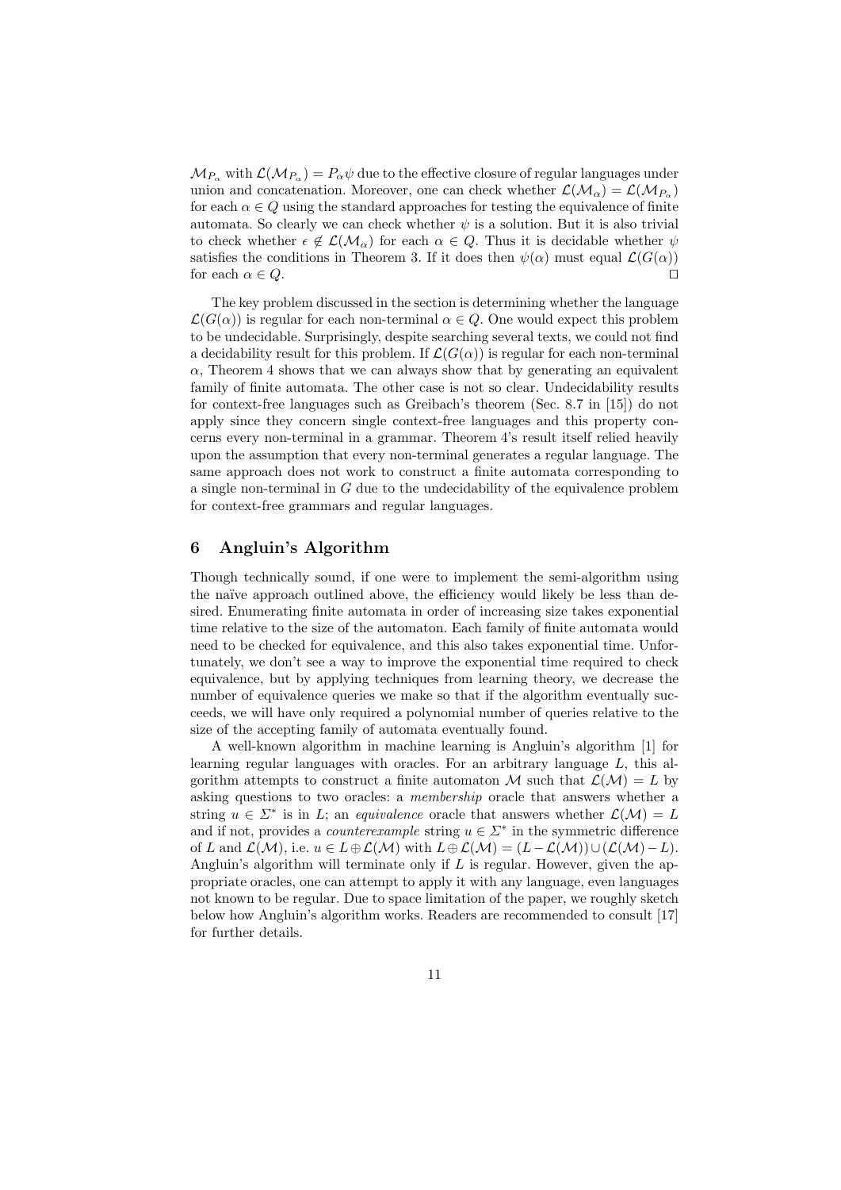$\mathcal{M}_{P_\alpha}$ with $\mathcal{L}(\mathcal{M}_{P_\alpha}) = P_\alpha \psi$ due to the effective closure of regular languages under union and concatenation. Moreover, one can check whether $\mathcal{L}(\mathcal{M}_\alpha) = \mathcal{L}(\mathcal{M}_{P_\alpha})$ for each $\alpha \in Q$ using the standard approaches for testing the equivalence of finite automata. So clearly we can check whether $\psi$ is a solution. But it is also trivial to check whether $\epsilon \notin \mathcal{L}(\mathcal{M}_\alpha)$ for each $\alpha \in Q$. Thus it is decidable whether $\psi$ satisfies the conditions in Theorem 3. If it does then $\psi(\alpha)$ must equal $\mathcal{L}(G(\alpha))$ for each $\alpha \in Q$. □

The key problem discussed in the section is determining whether the language $\mathcal{L}(G(\alpha))$ is regular for each non-terminal $\alpha \in Q$. One would expect this problem to be undecidable. Surprisingly, despite searching several texts, we could not find a decidability result for this problem. If $\mathcal{L}(G(\alpha))$ is regular for each non-terminal $\alpha$, Theorem 4 shows that we can always show that by generating an equivalent family of finite automata. The other case is not so clear. Undecidability results for context-free languages such as Greibach's theorem (Sec. 8.7 in [15]) do not apply since they concern single context-free languages and this property concerns every non-terminal in a grammar. Theorem 4's result itself relied heavily upon the assumption that every non-terminal generates a regular language. The same approach does not work to construct a finite automata corresponding to a single non-terminal in $G$ due to the undecidability of the equivalence problem for context-free grammars and regular languages.

## 6 Angluin's Algorithm

Though technically sound, if one were to implement the semi-algorithm using the naïve approach outlined above, the efficiency would likely be less than desired. Enumerating finite automata in order of increasing size takes exponential time relative to the size of the automaton. Each family of finite automata would need to be checked for equivalence, and this also takes exponential time. Unfortunately, we don't see a way to improve the exponential time required to check equivalence, but by applying techniques from learning theory, we decrease the number of equivalence queries we make so that if the algorithm eventually succeeds, we will have only required a polynomial number of queries relative to the size of the accepting family of automata eventually found.

A well-known algorithm in machine learning is Angluin's algorithm [1] for learning regular languages with oracles. For an arbitrary language $L$, this algorithm attempts to construct a finite automaton $\mathcal{M}$ such that $\mathcal{L}(\mathcal{M}) = L$ by asking questions to two oracles: a *membership* oracle that answers whether a string $u \in \Sigma^*$ is in $L$; an *equivalence* oracle that answers whether $\mathcal{L}(\mathcal{M}) = L$ and if not, provides a *counterexample* string $u \in \Sigma^*$ in the symmetric difference of $L$ and $\mathcal{L}(\mathcal{M})$, i.e. $u \in L \oplus \mathcal{L}(\mathcal{M})$ with $L \oplus \mathcal{L}(\mathcal{M}) = (L - \mathcal{L}(\mathcal{M})) \cup (\mathcal{L}(\mathcal{M}) - L)$. Angluin's algorithm will terminate only if $L$ is regular. However, given the appropriate oracles, one can attempt to apply it with any language, even languages not known to be regular. Due to space limitation of the paper, we roughly sketch below how Angluin's algorithm works. Readers are recommended to consult [17] for further details.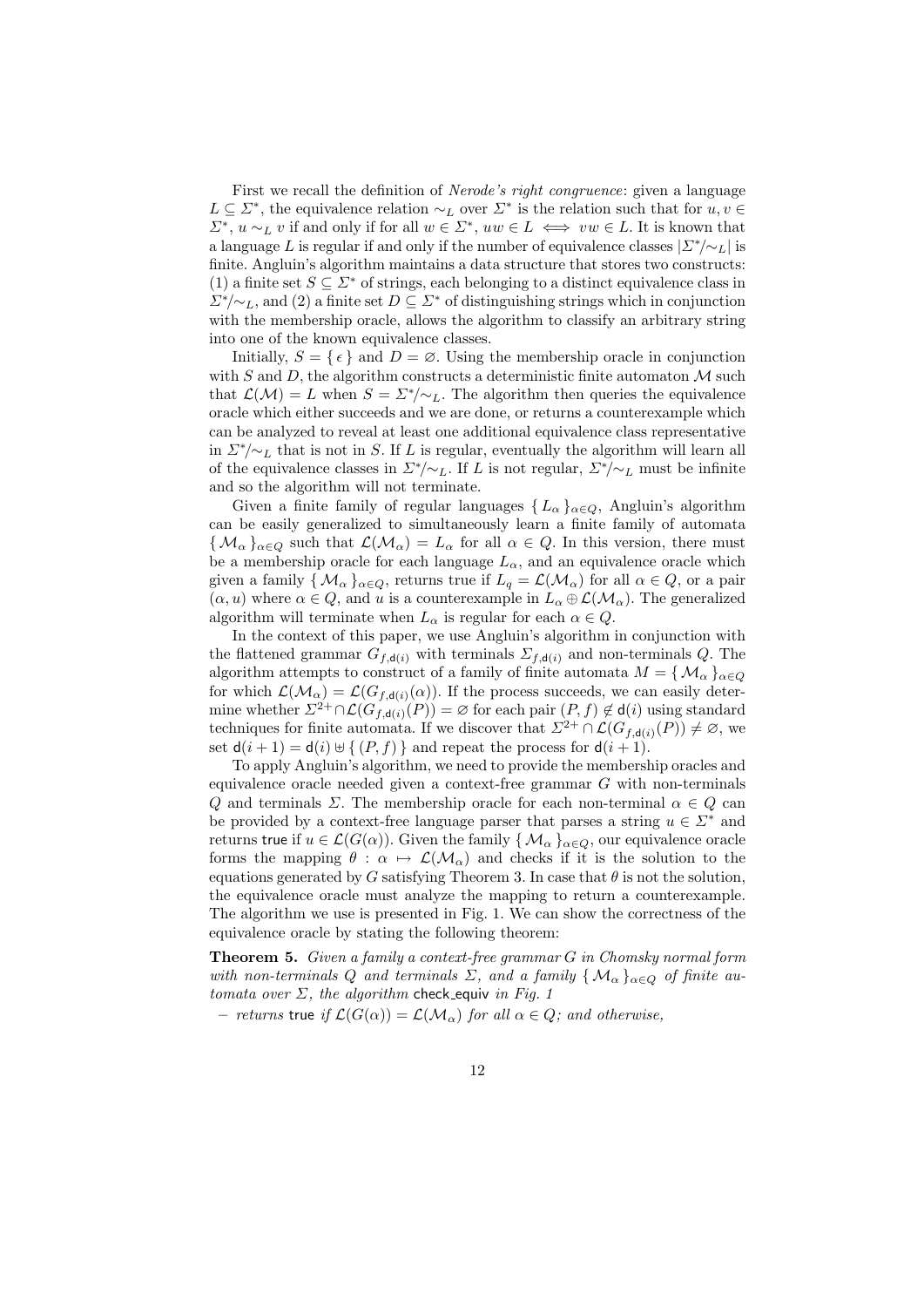First we recall the definition of *Nerode's right congruence*: given a language $L \subseteq \Sigma^*$, the equivalence relation $\sim_L$ over $\Sigma^*$ is the relation such that for $u, v \in \Sigma^*$, $u \sim_L v$ if and only if for all $w \in \Sigma^*$, $uw \in L \iff vw \in L$. It is known that a language $L$ is regular if and only if the number of equivalence classes $|\Sigma^*/\!\sim_L|$ is finite. Angluin's algorithm maintains a data structure that stores two constructs: (1) a finite set $S \subseteq \Sigma^*$ of strings, each belonging to a distinct equivalence class in $\Sigma^*/\!\sim_L$, and (2) a finite set $D \subseteq \Sigma^*$ of distinguishing strings which in conjunction with the membership oracle, allows the algorithm to classify an arbitrary string into one of the known equivalence classes.

Initially, $S = \{ \epsilon \}$ and $D = \varnothing$. Using the membership oracle in conjunction with $S$ and $D$, the algorithm constructs a deterministic finite automaton $\mathcal{M}$ such that $\mathcal{L}(\mathcal{M}) = L$ when $S = \Sigma^*/\!\sim_L$. The algorithm then queries the equivalence oracle which either succeeds and we are done, or returns a counterexample which can be analyzed to reveal at least one additional equivalence class representative in $\Sigma^*/\!\sim_L$ that is not in $S$. If $L$ is regular, eventually the algorithm will learn all of the equivalence classes in $\Sigma^*/\!\sim_L$. If $L$ is not regular, $\Sigma^*/\!\sim_L$ must be infinite and so the algorithm will not terminate.

Given a finite family of regular languages $\{ L_\alpha \}_{\alpha \in Q}$, Angluin's algorithm can be easily generalized to simultaneously learn a finite family of automata $\{ \mathcal{M}_\alpha \}_{\alpha \in Q}$ such that $\mathcal{L}(\mathcal{M}_\alpha) = L_\alpha$ for all $\alpha \in Q$. In this version, there must be a membership oracle for each language $L_\alpha$, and an equivalence oracle which given a family $\{ \mathcal{M}_\alpha \}_{\alpha \in Q}$, returns true if $L_q = \mathcal{L}(\mathcal{M}_\alpha)$ for all $\alpha \in Q$, or a pair $(\alpha, u)$ where $\alpha \in Q$, and $u$ is a counterexample in $L_\alpha \oplus \mathcal{L}(\mathcal{M}_\alpha)$. The generalized algorithm will terminate when $L_\alpha$ is regular for each $\alpha \in Q$.

In the context of this paper, we use Angluin's algorithm in conjunction with the flattened grammar $G_{f,\mathsf{d}(i)}$ with terminals $\Sigma_{f,\mathsf{d}(i)}$ and non-terminals $Q$. The algorithm attempts to construct of a family of finite automata $M = \{ \mathcal{M}_\alpha \}_{\alpha \in Q}$ for which $\mathcal{L}(\mathcal{M}_\alpha) = \mathcal{L}(G_{f,\mathsf{d}(i)}(\alpha))$. If the process succeeds, we can easily determine whether $\Sigma^{2+} \cap \mathcal{L}(G_{f,\mathsf{d}(i)}(P)) = \varnothing$ for each pair $(P, f) \notin \mathsf{d}(i)$ using standard techniques for finite automata. If we discover that $\Sigma^{2+} \cap \mathcal{L}(G_{f,\mathsf{d}(i)}(P)) \neq \varnothing$, we set $\mathsf{d}(i+1) = \mathsf{d}(i) \uplus \{ (P, f) \}$ and repeat the process for $\mathsf{d}(i+1)$.

To apply Angluin's algorithm, we need to provide the membership oracles and equivalence oracle needed given a context-free grammar $G$ with non-terminals $Q$ and terminals $\Sigma$. The membership oracle for each non-terminal $\alpha \in Q$ can be provided by a context-free language parser that parses a string $u \in \Sigma^*$ and returns true if $u \in \mathcal{L}(G(\alpha))$. Given the family $\{ \mathcal{M}_\alpha \}_{\alpha \in Q}$, our equivalence oracle forms the mapping $\theta : \alpha \mapsto \mathcal{L}(\mathcal{M}_\alpha)$ and checks if it is the solution to the equations generated by $G$ satisfying Theorem 3. In case that $\theta$ is not the solution, the equivalence oracle must analyze the mapping to return a counterexample. The algorithm we use is presented in Fig. 1. We can show the correctness of the equivalence oracle by stating the following theorem:

**Theorem 5.** *Given a family a context-free grammar $G$ in Chomsky normal form with non-terminals $Q$ and terminals $\Sigma$, and a family $\{ \mathcal{M}_\alpha \}_{\alpha \in Q}$ of finite automata over $\Sigma$, the algorithm* check_equiv *in Fig. 1*

- *returns* true *if $\mathcal{L}(G(\alpha)) = \mathcal{L}(\mathcal{M}_\alpha)$ for all $\alpha \in Q$; and otherwise,*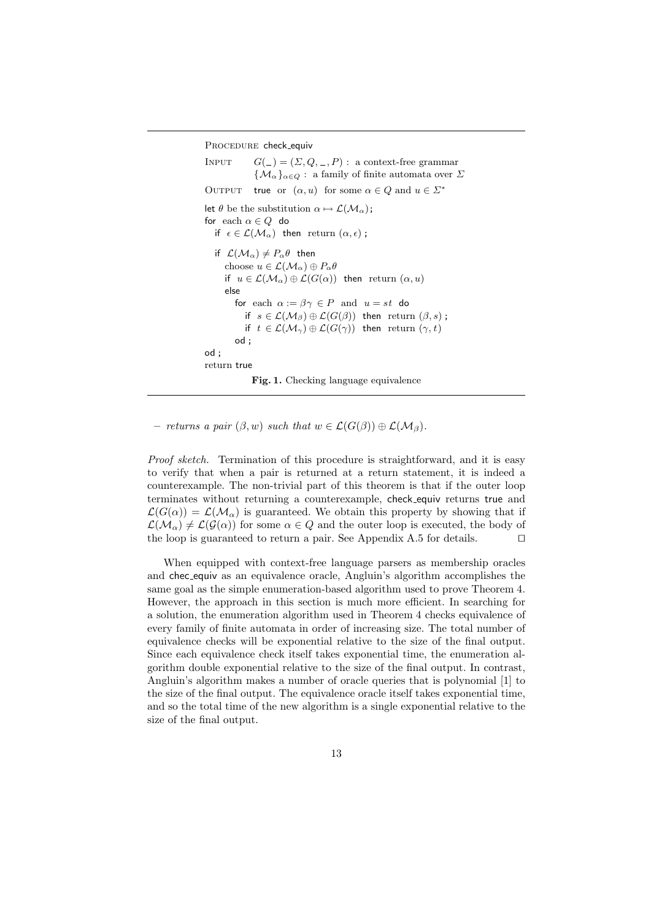```
PROCEDURE check_equiv
INPUT     G(_) = (Σ, Q, _, P) :  a context-free grammar
          {M_α}_{α∈Q} :  a family of finite automata over Σ
OUTPUT    true  or  (α, u)  for some α ∈ Q and u ∈ Σ*

let θ be the substitution α ↦ L(M_α);
for  each α ∈ Q  do
   if  ϵ ∈ L(M_α)  then  return (α, ϵ) ;

   if  L(M_α) ≠ P_α θ  then
      choose u ∈ L(M_α) ⊕ P_α θ
      if  u ∈ L(M_α) ⊕ L(G(α))  then  return (α, u)
      else
         for  each  α := βγ ∈ P  and  u = st  do
            if  s ∈ L(M_β) ⊕ L(G(β))  then  return (β, s) ;
            if  t ∈ L(M_γ) ⊕ L(G(γ))  then  return (γ, t)
         od ;
od ;
return true
```

**Fig. 1.** Checking language equivalence

– *returns a pair* $(\beta, w)$ *such that* $w \in \mathcal{L}(G(\beta)) \oplus \mathcal{L}(\mathcal{M}_\beta)$.

*Proof sketch.* Termination of this procedure is straightforward, and it is easy to verify that when a pair is returned at a return statement, it is indeed a counterexample. The non-trivial part of this theorem is that if the outer loop terminates without returning a counterexample, check_equiv returns true and $\mathcal{L}(G(\alpha)) = \mathcal{L}(\mathcal{M}_\alpha)$ is guaranteed. We obtain this property by showing that if $\mathcal{L}(\mathcal{M}_\alpha) \neq \mathcal{L}(\mathcal{G}(\alpha))$ for some $\alpha \in Q$ and the outer loop is executed, the body of the loop is guaranteed to return a pair. See Appendix A.5 for details. □

When equipped with context-free language parsers as membership oracles and chec_equiv as an equivalence oracle, Angluin's algorithm accomplishes the same goal as the simple enumeration-based algorithm used to prove Theorem 4. However, the approach in this section is much more efficient. In searching for a solution, the enumeration algorithm used in Theorem 4 checks equivalence of every family of finite automata in order of increasing size. The total number of equivalence checks will be exponential relative to the size of the final output. Since each equivalence check itself takes exponential time, the enumeration algorithm double exponential relative to the size of the final output. In contrast, Angluin's algorithm makes a number of oracle queries that is polynomial [1] to the size of the final output. The equivalence oracle itself takes exponential time, and so the total time of the new algorithm is a single exponential relative to the size of the final output.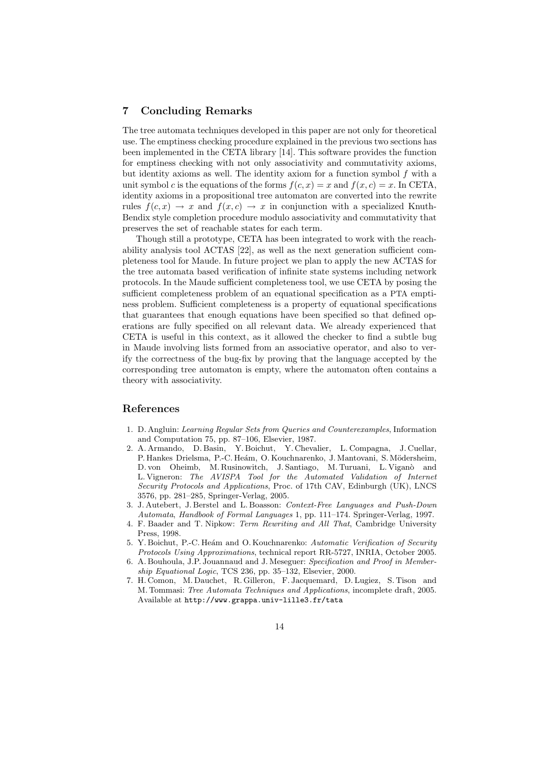## 7 Concluding Remarks

The tree automata techniques developed in this paper are not only for theoretical use. The emptiness checking procedure explained in the previous two sections has been implemented in the CETA library [14]. This software provides the function for emptiness checking with not only associativity and commutativity axioms, but identity axioms as well. The identity axiom for a function symbol $f$ with a unit symbol $c$ is the equations of the forms $f(c, x) = x$ and $f(x, c) = x$. In CETA, identity axioms in a propositional tree automaton are converted into the rewrite rules $f(c, x) \to x$ and $f(x, c) \to x$ in conjunction with a specialized Knuth-Bendix style completion procedure modulo associativity and commutativity that preserves the set of reachable states for each term.

Though still a prototype, CETA has been integrated to work with the reachability analysis tool ACTAS [22], as well as the next generation sufficient completeness tool for Maude. In future project we plan to apply the new ACTAS for the tree automata based verification of infinite state systems including network protocols. In the Maude sufficient completeness tool, we use CETA by posing the sufficient completeness problem of an equational specification as a PTA emptiness problem. Sufficient completeness is a property of equational specifications that guarantees that enough equations have been specified so that defined operations are fully specified on all relevant data. We already experienced that CETA is useful in this context, as it allowed the checker to find a subtle bug in Maude involving lists formed from an associative operator, and also to verify the correctness of the bug-fix by proving that the language accepted by the corresponding tree automaton is empty, where the automaton often contains a theory with associativity.

## References

1. D. Angluin: *Learning Regular Sets from Queries and Counterexamples*, Information and Computation 75, pp. 87–106, Elsevier, 1987.
2. A. Armando, D. Basin, Y. Boichut, Y. Chevalier, L. Compagna, J. Cuellar, P. Hankes Drielsma, P.-C. Heám, O. Kouchnarenko, J. Mantovani, S. Mödersheim, D. von Oheimb, M. Rusinowitch, J. Santiago, M. Turuani, L. Viganò and L. Vigneron: *The AVISPA Tool for the Automated Validation of Internet Security Protocols and Applications*, Proc. of 17th CAV, Edinburgh (UK), LNCS 3576, pp. 281–285, Springer-Verlag, 2005.
3. J. Autebert, J. Berstel and L. Boasson: *Context-Free Languages and Push-Down Automata*, *Handbook of Formal Languages* 1, pp. 111–174. Springer-Verlag, 1997.
4. F. Baader and T. Nipkow: *Term Rewriting and All That*, Cambridge University Press, 1998.
5. Y. Boichut, P.-C. Heám and O. Kouchnarenko: *Automatic Verification of Security Protocols Using Approximations*, technical report RR-5727, INRIA, October 2005.
6. A. Bouhoula, J.P. Jouannaud and J. Meseguer: *Specification and Proof in Membership Equational Logic*, TCS 236, pp. 35–132, Elsevier, 2000.
7. H. Comon, M. Dauchet, R. Gilleron, F. Jacquemard, D. Lugiez, S. Tison and M. Tommasi: *Tree Automata Techniques and Applications*, incomplete draft, 2005. Available at http://www.grappa.univ-lille3.fr/tata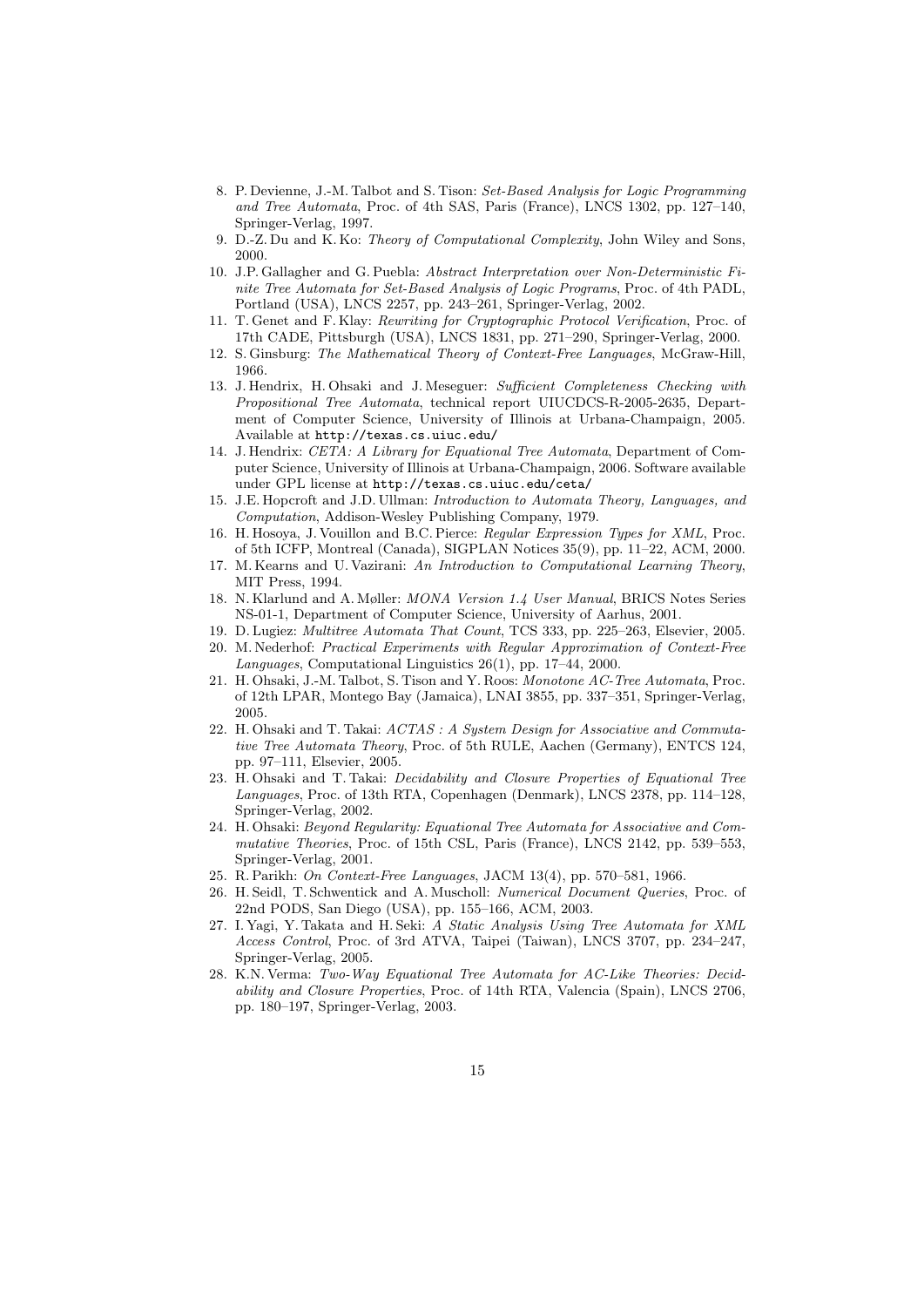8. P. Devienne, J.-M. Talbot and S. Tison: *Set-Based Analysis for Logic Programming and Tree Automata*, Proc. of 4th SAS, Paris (France), LNCS 1302, pp. 127–140, Springer-Verlag, 1997.
9. D.-Z. Du and K. Ko: *Theory of Computational Complexity*, John Wiley and Sons, 2000.
10. J.P. Gallagher and G. Puebla: *Abstract Interpretation over Non-Deterministic Finite Tree Automata for Set-Based Analysis of Logic Programs*, Proc. of 4th PADL, Portland (USA), LNCS 2257, pp. 243–261, Springer-Verlag, 2002.
11. T. Genet and F. Klay: *Rewriting for Cryptographic Protocol Verification*, Proc. of 17th CADE, Pittsburgh (USA), LNCS 1831, pp. 271–290, Springer-Verlag, 2000.
12. S. Ginsburg: *The Mathematical Theory of Context-Free Languages*, McGraw-Hill, 1966.
13. J. Hendrix, H. Ohsaki and J. Meseguer: *Sufficient Completeness Checking with Propositional Tree Automata*, technical report UIUCDCS-R-2005-2635, Department of Computer Science, University of Illinois at Urbana-Champaign, 2005. Available at `http://texas.cs.uiuc.edu/`
14. J. Hendrix: *CETA: A Library for Equational Tree Automata*, Department of Computer Science, University of Illinois at Urbana-Champaign, 2006. Software available under GPL license at `http://texas.cs.uiuc.edu/ceta/`
15. J.E. Hopcroft and J.D. Ullman: *Introduction to Automata Theory, Languages, and Computation*, Addison-Wesley Publishing Company, 1979.
16. H. Hosoya, J. Vouillon and B.C. Pierce: *Regular Expression Types for XML*, Proc. of 5th ICFP, Montreal (Canada), SIGPLAN Notices 35(9), pp. 11–22, ACM, 2000.
17. M. Kearns and U. Vazirani: *An Introduction to Computational Learning Theory*, MIT Press, 1994.
18. N. Klarlund and A. Møller: *MONA Version 1.4 User Manual*, BRICS Notes Series NS-01-1, Department of Computer Science, University of Aarhus, 2001.
19. D. Lugiez: *Multitree Automata That Count*, TCS 333, pp. 225–263, Elsevier, 2005.
20. M. Nederhof: *Practical Experiments with Regular Approximation of Context-Free Languages*, Computational Linguistics 26(1), pp. 17–44, 2000.
21. H. Ohsaki, J.-M. Talbot, S. Tison and Y. Roos: *Monotone AC-Tree Automata*, Proc. of 12th LPAR, Montego Bay (Jamaica), LNAI 3855, pp. 337–351, Springer-Verlag, 2005.
22. H. Ohsaki and T. Takai: *ACTAS : A System Design for Associative and Commutative Tree Automata Theory*, Proc. of 5th RULE, Aachen (Germany), ENTCS 124, pp. 97–111, Elsevier, 2005.
23. H. Ohsaki and T. Takai: *Decidability and Closure Properties of Equational Tree Languages*, Proc. of 13th RTA, Copenhagen (Denmark), LNCS 2378, pp. 114–128, Springer-Verlag, 2002.
24. H. Ohsaki: *Beyond Regularity: Equational Tree Automata for Associative and Commutative Theories*, Proc. of 15th CSL, Paris (France), LNCS 2142, pp. 539–553, Springer-Verlag, 2001.
25. R. Parikh: *On Context-Free Languages*, JACM 13(4), pp. 570–581, 1966.
26. H. Seidl, T. Schwentick and A. Muscholl: *Numerical Document Queries*, Proc. of 22nd PODS, San Diego (USA), pp. 155–166, ACM, 2003.
27. I. Yagi, Y. Takata and H. Seki: *A Static Analysis Using Tree Automata for XML Access Control*, Proc. of 3rd ATVA, Taipei (Taiwan), LNCS 3707, pp. 234–247, Springer-Verlag, 2005.
28. K.N. Verma: *Two-Way Equational Tree Automata for AC-Like Theories: Decidability and Closure Properties*, Proc. of 14th RTA, Valencia (Spain), LNCS 2706, pp. 180–197, Springer-Verlag, 2003.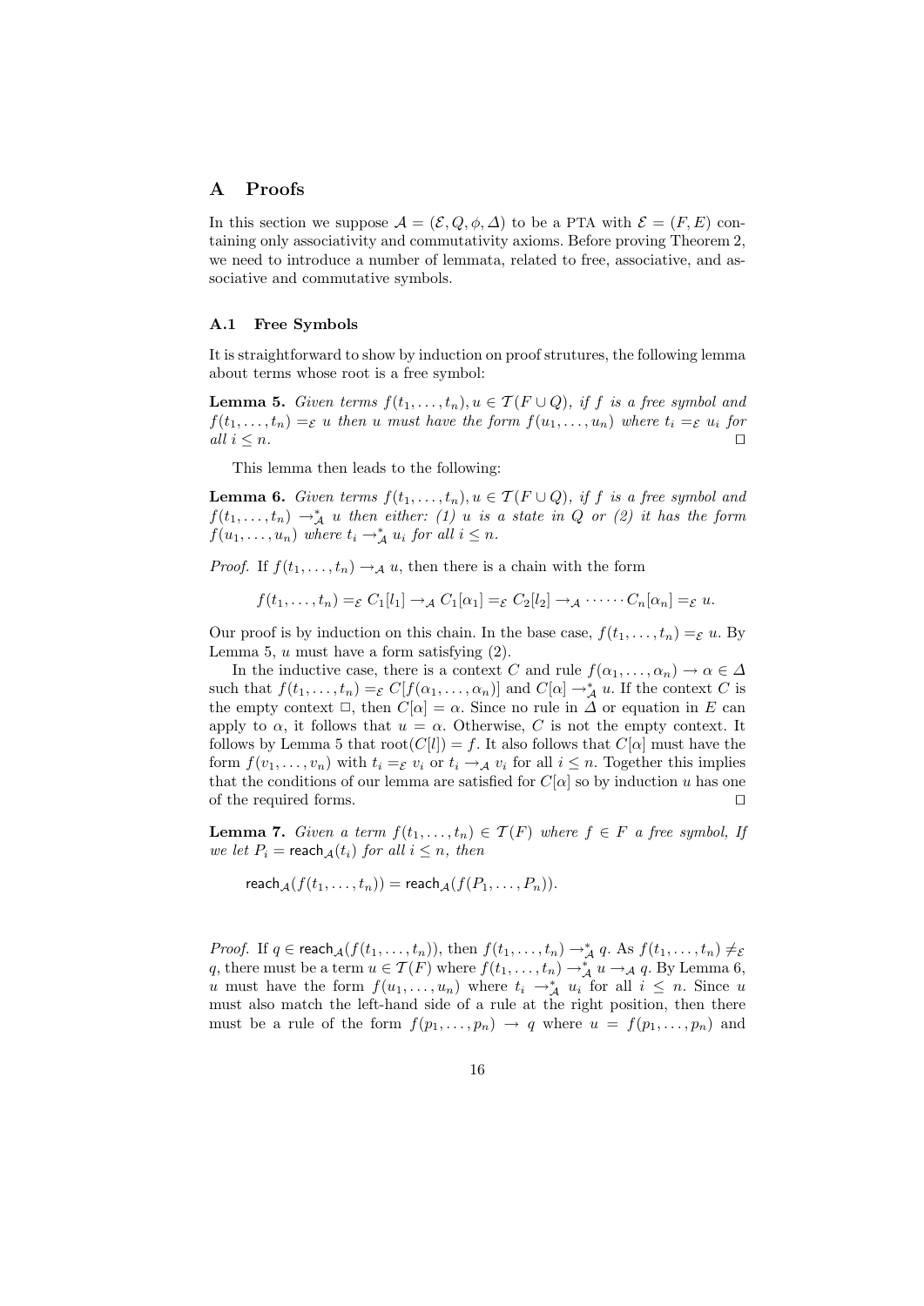## A Proofs

In this section we suppose $\mathcal{A} = (\mathcal{E}, Q, \phi, \Delta)$ to be a PTA with $\mathcal{E} = (F, E)$ containing only associativity and commutativity axioms. Before proving Theorem 2, we need to introduce a number of lemmata, related to free, associative, and associative and commutative symbols.

### A.1 Free Symbols

It is straightforward to show by induction on proof strutures, the following lemma about terms whose root is a free symbol:

**Lemma 5.** *Given terms $f(t_1, \ldots, t_n), u \in \mathcal{T}(F \cup Q)$, if $f$ is a free symbol and $f(t_1, \ldots, t_n) =_{\mathcal{E}} u$ then $u$ must have the form $f(u_1, \ldots, u_n)$ where $t_i =_{\mathcal{E}} u_i$ for all $i \leq n$.* □

This lemma then leads to the following:

**Lemma 6.** *Given terms $f(t_1, \ldots, t_n), u \in \mathcal{T}(F \cup Q)$, if $f$ is a free symbol and $f(t_1, \ldots, t_n) \to^*_{\mathcal{A}} u$ then either: (1) $u$ is a state in $Q$ or (2) it has the form $f(u_1, \ldots, u_n)$ where $t_i \to^*_{\mathcal{A}} u_i$ for all $i \leq n$.*

*Proof.* If $f(t_1, \ldots, t_n) \to_{\mathcal{A}} u$, then there is a chain with the form

$$f(t_1, \ldots, t_n) =_{\mathcal{E}} C_1[l_1] \to_{\mathcal{A}} C_1[\alpha_1] =_{\mathcal{E}} C_2[l_2] \to_{\mathcal{A}} \cdots\cdots C_n[\alpha_n] =_{\mathcal{E}} u.$$

Our proof is by induction on this chain. In the base case, $f(t_1, \ldots, t_n) =_{\mathcal{E}} u$. By Lemma 5, $u$ must have a form satisfying (2).

In the inductive case, there is a context $C$ and rule $f(\alpha_1, \ldots, \alpha_n) \to \alpha \in \Delta$ such that $f(t_1, \ldots, t_n) =_{\mathcal{E}} C[f(\alpha_1, \ldots, \alpha_n)]$ and $C[\alpha] \to^*_{\mathcal{A}} u$. If the context $C$ is the empty context $\square$, then $C[\alpha] = \alpha$. Since no rule in $\Delta$ or equation in $E$ can apply to $\alpha$, it follows that $u = \alpha$. Otherwise, $C$ is not the empty context. It follows by Lemma 5 that $\mathrm{root}(C[l]) = f$. It also follows that $C[\alpha]$ must have the form $f(v_1, \ldots, v_n)$ with $t_i =_{\mathcal{E}} v_i$ or $t_i \to_{\mathcal{A}} v_i$ for all $i \leq n$. Together this implies that the conditions of our lemma are satisfied for $C[\alpha]$ so by induction $u$ has one of the required forms. □

**Lemma 7.** *Given a term $f(t_1, \ldots, t_n) \in \mathcal{T}(F)$ where $f \in F$ a free symbol, If we let $P_i = \mathsf{reach}_{\mathcal{A}}(t_i)$ for all $i \leq n$, then*

$$\mathsf{reach}_{\mathcal{A}}(f(t_1, \ldots, t_n)) = \mathsf{reach}_{\mathcal{A}}(f(P_1, \ldots, P_n)).$$

*Proof.* If $q \in \mathsf{reach}_{\mathcal{A}}(f(t_1, \ldots, t_n))$, then $f(t_1, \ldots, t_n) \to^*_{\mathcal{A}} q$. As $f(t_1, \ldots, t_n) \neq_{\mathcal{E}} q$, there must be a term $u \in \mathcal{T}(F)$ where $f(t_1, \ldots, t_n) \to^*_{\mathcal{A}} u \to_{\mathcal{A}} q$. By Lemma 6, $u$ must have the form $f(u_1, \ldots, u_n)$ where $t_i \to^*_{\mathcal{A}} u_i$ for all $i \leq n$. Since $u$ must also match the left-hand side of a rule at the right position, then there must be a rule of the form $f(p_1, \ldots, p_n) \to q$ where $u = f(p_1, \ldots, p_n)$ and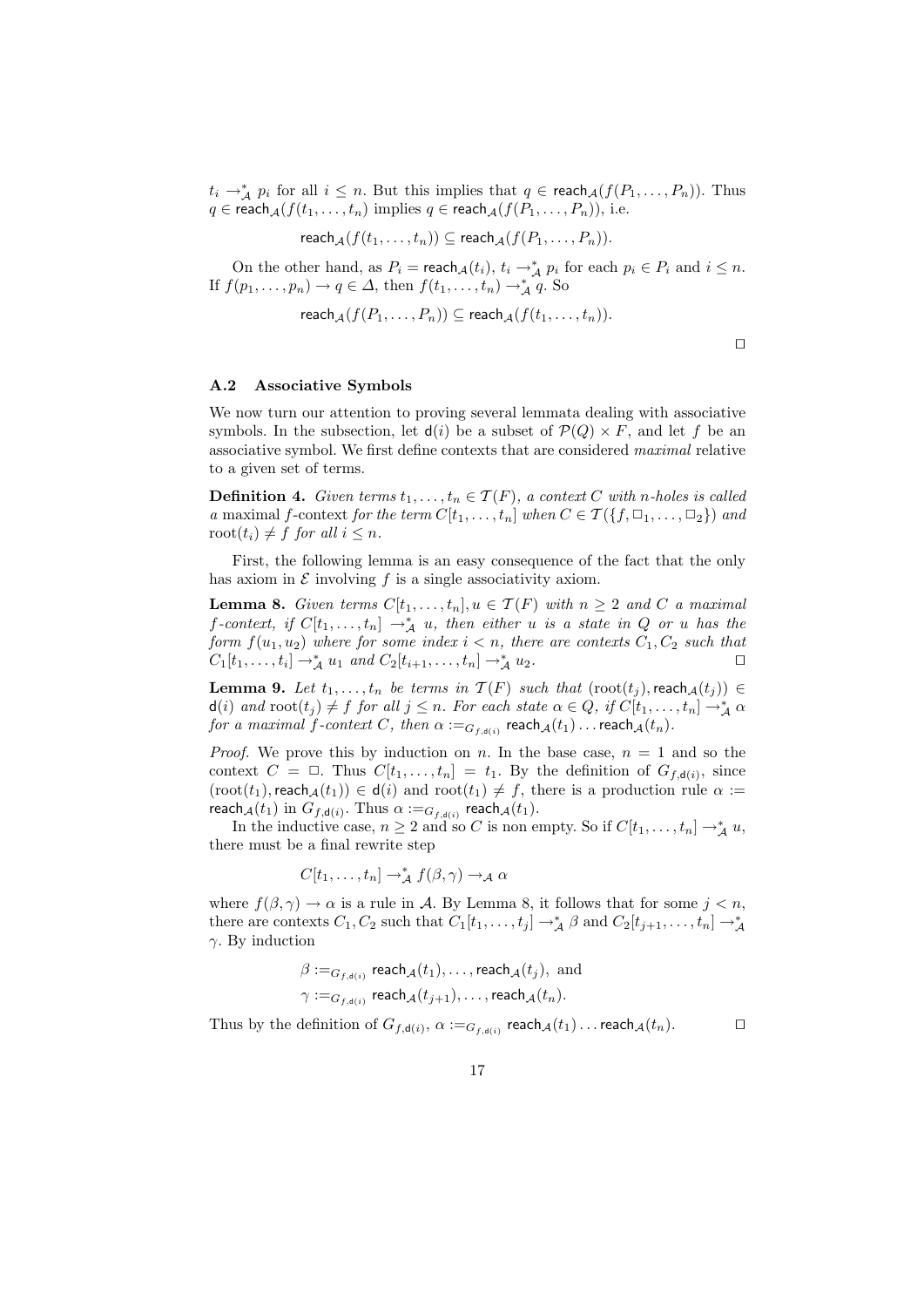$t_i \rightarrow^*_{\mathcal{A}} p_i$ for all $i \leq n$. But this implies that $q \in \mathsf{reach}_{\mathcal{A}}(f(P_1, \ldots, P_n))$. Thus $q \in \mathsf{reach}_{\mathcal{A}}(f(t_1, \ldots, t_n))$ implies $q \in \mathsf{reach}_{\mathcal{A}}(f(P_1, \ldots, P_n))$, i.e.

$$\mathsf{reach}_{\mathcal{A}}(f(t_1, \ldots, t_n)) \subseteq \mathsf{reach}_{\mathcal{A}}(f(P_1, \ldots, P_n)).$$

On the other hand, as $P_i = \mathsf{reach}_{\mathcal{A}}(t_i)$, $t_i \rightarrow^*_{\mathcal{A}} p_i$ for each $p_i \in P_i$ and $i \leq n$. If $f(p_1, \ldots, p_n) \rightarrow q \in \Delta$, then $f(t_1, \ldots, t_n) \rightarrow^*_{\mathcal{A}} q$. So

$$\mathsf{reach}_{\mathcal{A}}(f(P_1, \ldots, P_n)) \subseteq \mathsf{reach}_{\mathcal{A}}(f(t_1, \ldots, t_n)).$$

□

### A.2 Associative Symbols

We now turn our attention to proving several lemmata dealing with associative symbols. In the subsection, let $\mathsf{d}(i)$ be a subset of $\mathcal{P}(Q) \times F$, and let $f$ be an associative symbol. We first define contexts that are considered *maximal* relative to a given set of terms.

**Definition 4.** *Given terms $t_1, \ldots, t_n \in \mathcal{T}(F)$, a context $C$ with $n$-holes is called a* maximal $f$-context *for the term $C[t_1, \ldots, t_n]$ when $C \in \mathcal{T}(\{f, \Box_1, \ldots, \Box_2\})$ and $\mathrm{root}(t_i) \neq f$ for all $i \leq n$.*

First, the following lemma is an easy consequence of the fact that the only has axiom in $\mathcal{E}$ involving $f$ is a single associativity axiom.

**Lemma 8.** *Given terms $C[t_1, \ldots, t_n], u \in \mathcal{T}(F)$ with $n \geq 2$ and $C$ a maximal $f$-context, if $C[t_1, \ldots, t_n] \rightarrow^*_{\mathcal{A}} u$, then either $u$ is a state in $Q$ or $u$ has the form $f(u_1, u_2)$ where for some index $i < n$, there are contexts $C_1, C_2$ such that $C_1[t_1, \ldots, t_i] \rightarrow^*_{\mathcal{A}} u_1$ and $C_2[t_{i+1}, \ldots, t_n] \rightarrow^*_{\mathcal{A}} u_2$.* □

**Lemma 9.** *Let $t_1, \ldots, t_n$ be terms in $\mathcal{T}(F)$ such that $(\mathrm{root}(t_j), \mathsf{reach}_{\mathcal{A}}(t_j)) \in \mathsf{d}(i)$ and $\mathrm{root}(t_j) \neq f$ for all $j \leq n$. For each state $\alpha \in Q$, if $C[t_1, \ldots, t_n] \rightarrow^*_{\mathcal{A}} \alpha$ for a maximal $f$-context $C$, then $\alpha :=_{G_{f,\mathsf{d}(i)}} \mathsf{reach}_{\mathcal{A}}(t_1) \ldots \mathsf{reach}_{\mathcal{A}}(t_n)$.*

*Proof.* We prove this by induction on $n$. In the base case, $n = 1$ and so the context $C = \Box$. Thus $C[t_1, \ldots, t_n] = t_1$. By the definition of $G_{f,\mathsf{d}(i)}$, since $(\mathrm{root}(t_1), \mathsf{reach}_{\mathcal{A}}(t_1)) \in \mathsf{d}(i)$ and $\mathrm{root}(t_1) \neq f$, there is a production rule $\alpha := \mathsf{reach}_{\mathcal{A}}(t_1)$ in $G_{f,\mathsf{d}(i)}$. Thus $\alpha :=_{G_{f,\mathsf{d}(i)}} \mathsf{reach}_{\mathcal{A}}(t_1)$.

In the inductive case, $n \geq 2$ and so $C$ is non empty. So if $C[t_1, \ldots, t_n] \rightarrow^*_{\mathcal{A}} u$, there must be a final rewrite step

$$C[t_1, \ldots, t_n] \rightarrow^*_{\mathcal{A}} f(\beta, \gamma) \rightarrow_{\mathcal{A}} \alpha$$

where $f(\beta, \gamma) \rightarrow \alpha$ is a rule in $\mathcal{A}$. By Lemma 8, it follows that for some $j < n$, there are contexts $C_1, C_2$ such that $C_1[t_1, \ldots, t_j] \rightarrow^*_{\mathcal{A}} \beta$ and $C_2[t_{j+1}, \ldots, t_n] \rightarrow^*_{\mathcal{A}} \gamma$. By induction

$$\beta :=_{G_{f,\mathsf{d}(i)}} \mathsf{reach}_{\mathcal{A}}(t_1), \ldots, \mathsf{reach}_{\mathcal{A}}(t_j), \text{ and}$$
$$\gamma :=_{G_{f,\mathsf{d}(i)}} \mathsf{reach}_{\mathcal{A}}(t_{j+1}), \ldots, \mathsf{reach}_{\mathcal{A}}(t_n).$$

Thus by the definition of $G_{f,\mathsf{d}(i)}$, $\alpha :=_{G_{f,\mathsf{d}(i)}} \mathsf{reach}_{\mathcal{A}}(t_1) \ldots \mathsf{reach}_{\mathcal{A}}(t_n)$. □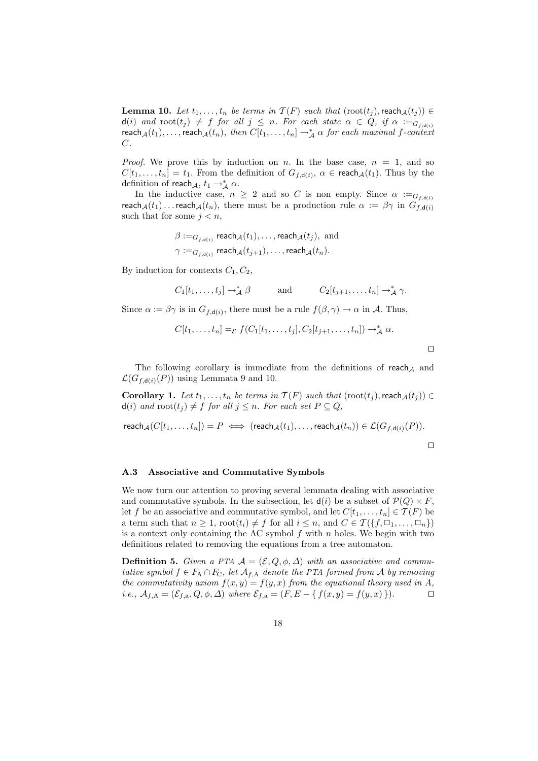**Lemma 10.** *Let $t_1, \ldots, t_n$ be terms in $\mathcal{T}(F)$ such that $(\mathrm{root}(t_j), \mathsf{reach}_{\mathcal{A}}(t_j)) \in \mathsf{d}(i)$ and $\mathrm{root}(t_j) \neq f$ for all $j \leq n$. For each state $\alpha \in Q$, if $\alpha :=_{G_{f,\mathsf{d}(i)}} \mathsf{reach}_{\mathcal{A}}(t_1), \ldots, \mathsf{reach}_{\mathcal{A}}(t_n)$, then $C[t_1, \ldots, t_n] \to^*_{\mathcal{A}} \alpha$ for each maximal $f$-context $C$.*

*Proof.* We prove this by induction on $n$. In the base case, $n = 1$, and so $C[t_1, \ldots, t_n] = t_1$. From the definition of $G_{f,\mathsf{d}(i)}$, $\alpha \in \mathsf{reach}_{\mathcal{A}}(t_1)$. Thus by the definition of $\mathsf{reach}_{\mathcal{A}}$, $t_1 \to^*_{\mathcal{A}} \alpha$.

In the inductive case, $n \geq 2$ and so $C$ is non empty. Since $\alpha :=_{G_{f,\mathsf{d}(i)}} \mathsf{reach}_{\mathcal{A}}(t_1) \ldots \mathsf{reach}_{\mathcal{A}}(t_n)$, there must be a production rule $\alpha := \beta\gamma$ in $G_{f,\mathsf{d}(i)}$ such that for some $j < n$,

$$\beta :=_{G_{f,\mathsf{d}(i)}} \mathsf{reach}_{\mathcal{A}}(t_1), \ldots, \mathsf{reach}_{\mathcal{A}}(t_j), \text{ and}$$
$$\gamma :=_{G_{f,\mathsf{d}(i)}} \mathsf{reach}_{\mathcal{A}}(t_{j+1}), \ldots, \mathsf{reach}_{\mathcal{A}}(t_n).$$

By induction for contexts $C_1, C_2$,

$$C_1[t_1, \ldots, t_j] \to^*_{\mathcal{A}} \beta \qquad \text{and} \qquad C_2[t_{j+1}, \ldots, t_n] \to^*_{\mathcal{A}} \gamma.$$

Since $\alpha := \beta\gamma$ is in $G_{f,\mathsf{d}(i)}$, there must be a rule $f(\beta, \gamma) \to \alpha$ in $\mathcal{A}$. Thus,

$$C[t_1, \ldots, t_n] =_{\mathcal{E}} f(C_1[t_1, \ldots, t_j], C_2[t_{j+1}, \ldots, t_n]) \to^*_{\mathcal{A}} \alpha.$$

$\square$

The following corollary is immediate from the definitions of $\mathsf{reach}_{\mathcal{A}}$ and $\mathcal{L}(G_{f,\mathsf{d}(i)}(P))$ using Lemmata 9 and 10.

**Corollary 1.** *Let $t_1, \ldots, t_n$ be terms in $\mathcal{T}(F)$ such that $(\mathrm{root}(t_j), \mathsf{reach}_{\mathcal{A}}(t_j)) \in \mathsf{d}(i)$ and $\mathrm{root}(t_j) \neq f$ for all $j \leq n$. For each set $P \subseteq Q$,*

$$\mathsf{reach}_{\mathcal{A}}(C[t_1, \ldots, t_n]) = P \iff (\mathsf{reach}_{\mathcal{A}}(t_1), \ldots, \mathsf{reach}_{\mathcal{A}}(t_n)) \in \mathcal{L}(G_{f,\mathsf{d}(i)}(P)).$$

$\square$

### A.3 Associative and Commutative Symbols

We now turn our attention to proving several lemmata dealing with associative and commutative symbols. In the subsection, let $\mathsf{d}(i)$ be a subset of $\mathcal{P}(Q) \times F$, let $f$ be an associative and commutative symbol, and let $C[t_1, \ldots, t_n] \in \mathcal{T}(F)$ be a term such that $n \geq 1$, $\mathrm{root}(t_i) \neq f$ for all $i \leq n$, and $C \in \mathcal{T}(\{f, \Box_1, \ldots, \Box_n\})$ is a context only containing the AC symbol $f$ with $n$ holes. We begin with two definitions related to removing the equations from a tree automaton.

**Definition 5.** *Given a PTA $\mathcal{A} = (\mathcal{E}, Q, \phi, \Delta)$ with an associative and commutative symbol $f \in F_{\mathrm{A}} \cap F_{\mathrm{C}}$, let $\mathcal{A}_{f,\mathrm{A}}$ denote the PTA formed from $\mathcal{A}$ by removing the commutativity axiom $f(x, y) = f(y, x)$ from the equational theory used in $A$, i.e., $\mathcal{A}_{f,\mathrm{A}} = (\mathcal{E}_{f,\mathrm{a}}, Q, \phi, \Delta)$ where $\mathcal{E}_{f,\mathrm{a}} = (F, E - \{\, f(x, y) = f(y, x) \,\})$.* $\square$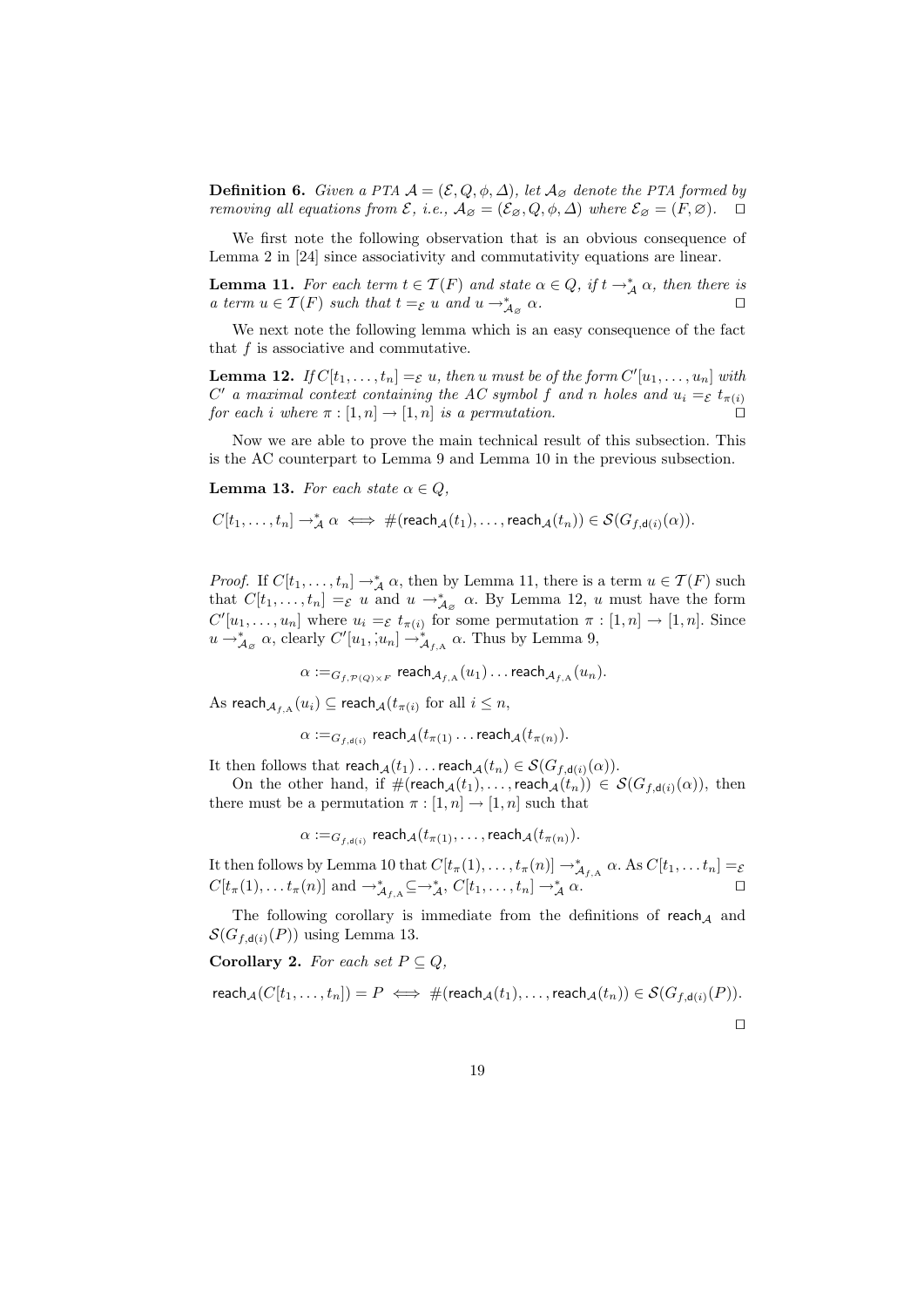**Definition 6.** *Given a* PTA $\mathcal{A} = (\mathcal{E}, Q, \phi, \Delta)$, *let* $\mathcal{A}_\varnothing$ *denote the* PTA *formed by removing all equations from* $\mathcal{E}$, *i.e.,* $\mathcal{A}_\varnothing = (\mathcal{E}_\varnothing, Q, \phi, \Delta)$ *where* $\mathcal{E}_\varnothing = (F, \varnothing)$. $\square$

We first note the following observation that is an obvious consequence of Lemma 2 in [24] since associativity and commutativity equations are linear.

**Lemma 11.** *For each term* $t \in \mathcal{T}(F)$ *and state* $\alpha \in Q$, *if* $t \rightarrow^*_{\mathcal{A}} \alpha$, *then there is a term* $u \in \mathcal{T}(F)$ *such that* $t =_{\mathcal{E}} u$ *and* $u \rightarrow^*_{\mathcal{A}_\varnothing} \alpha$. $\square$

We next note the following lemma which is an easy consequence of the fact that $f$ is associative and commutative.

**Lemma 12.** *If* $C[t_1, \ldots, t_n] =_{\mathcal{E}} u$, *then* $u$ *must be of the form* $C'[u_1, \ldots, u_n]$ *with* $C'$ *a maximal context containing the AC symbol* $f$ *and* $n$ *holes and* $u_i =_{\mathcal{E}} t_{\pi(i)}$ *for each* $i$ *where* $\pi : [1, n] \rightarrow [1, n]$ *is a permutation.* $\square$

Now we are able to prove the main technical result of this subsection. This is the AC counterpart to Lemma 9 and Lemma 10 in the previous subsection.

**Lemma 13.** *For each state* $\alpha \in Q$,

$$C[t_1, \ldots, t_n] \rightarrow^*_{\mathcal{A}} \alpha \iff \#(\mathsf{reach}_{\mathcal{A}}(t_1), \ldots, \mathsf{reach}_{\mathcal{A}}(t_n)) \in \mathcal{S}(G_{f,\mathsf{d}(i)}(\alpha)).$$

*Proof.* If $C[t_1, \ldots, t_n] \rightarrow^*_{\mathcal{A}} \alpha$, then by Lemma 11, there is a term $u \in \mathcal{T}(F)$ such that $C[t_1, \ldots, t_n] =_{\mathcal{E}} u$ and $u \rightarrow^*_{\mathcal{A}_\varnothing} \alpha$. By Lemma 12, $u$ must have the form $C'[u_1, \ldots, u_n]$ where $u_i =_{\mathcal{E}} t_{\pi(i)}$ for some permutation $\pi : [1, n] \rightarrow [1, n]$. Since $u \rightarrow^*_{\mathcal{A}_\varnothing} \alpha$, clearly $C'[u_1, ;u_n] \rightarrow^*_{\mathcal{A}_{f,\mathrm{A}}} \alpha$. Thus by Lemma 9,

$$\alpha :=_{G_{f,\mathcal{P}(Q) \times F}} \mathsf{reach}_{\mathcal{A}_{f,\mathrm{A}}}(u_1) \ldots \mathsf{reach}_{\mathcal{A}_{f,\mathrm{A}}}(u_n).$$

As $\mathsf{reach}_{\mathcal{A}_{f,\mathrm{A}}}(u_i) \subseteq \mathsf{reach}_{\mathcal{A}}(t_{\pi(i)}$ for all $i \leq n$,

$$\alpha :=_{G_{f,\mathsf{d}(i)}} \mathsf{reach}_{\mathcal{A}}(t_{\pi(1)} \ldots \mathsf{reach}_{\mathcal{A}}(t_{\pi(n)}).$$

It then follows that $\mathsf{reach}_{\mathcal{A}}(t_1) \ldots \mathsf{reach}_{\mathcal{A}}(t_n) \in \mathcal{S}(G_{f,\mathsf{d}(i)}(\alpha))$.

On the other hand, if $\#(\mathsf{reach}_{\mathcal{A}}(t_1), \ldots, \mathsf{reach}_{\mathcal{A}}(t_n)) \in \mathcal{S}(G_{f,\mathsf{d}(i)}(\alpha))$, then there must be a permutation $\pi : [1, n] \rightarrow [1, n]$ such that

$$\alpha :=_{G_{f,\mathsf{d}(i)}} \mathsf{reach}_{\mathcal{A}}(t_{\pi(1)}, \ldots, \mathsf{reach}_{\mathcal{A}}(t_{\pi(n)}).$$

It then follows by Lemma 10 that $C[t_\pi(1), \ldots, t_\pi(n)] \rightarrow^*_{\mathcal{A}_{f,\mathrm{A}}} \alpha$. As $C[t_1, \ldots t_n] =_{\mathcal{E}} C[t_\pi(1), \ldots t_\pi(n)]$ and $\rightarrow^*_{\mathcal{A}_{f,\mathrm{A}}} \subseteq \rightarrow^*_{\mathcal{A}}$, $C[t_1, \ldots, t_n] \rightarrow^*_{\mathcal{A}} \alpha$. $\square$

The following corollary is immediate from the definitions of $\mathsf{reach}_{\mathcal{A}}$ and $\mathcal{S}(G_{f,\mathsf{d}(i)}(P))$ using Lemma 13.

**Corollary 2.** *For each set* $P \subseteq Q$,

$$\mathsf{reach}_{\mathcal{A}}(C[t_1, \ldots, t_n]) = P \iff \#(\mathsf{reach}_{\mathcal{A}}(t_1), \ldots, \mathsf{reach}_{\mathcal{A}}(t_n)) \in \mathcal{S}(G_{f,\mathsf{d}(i)}(P)).$$

$\square$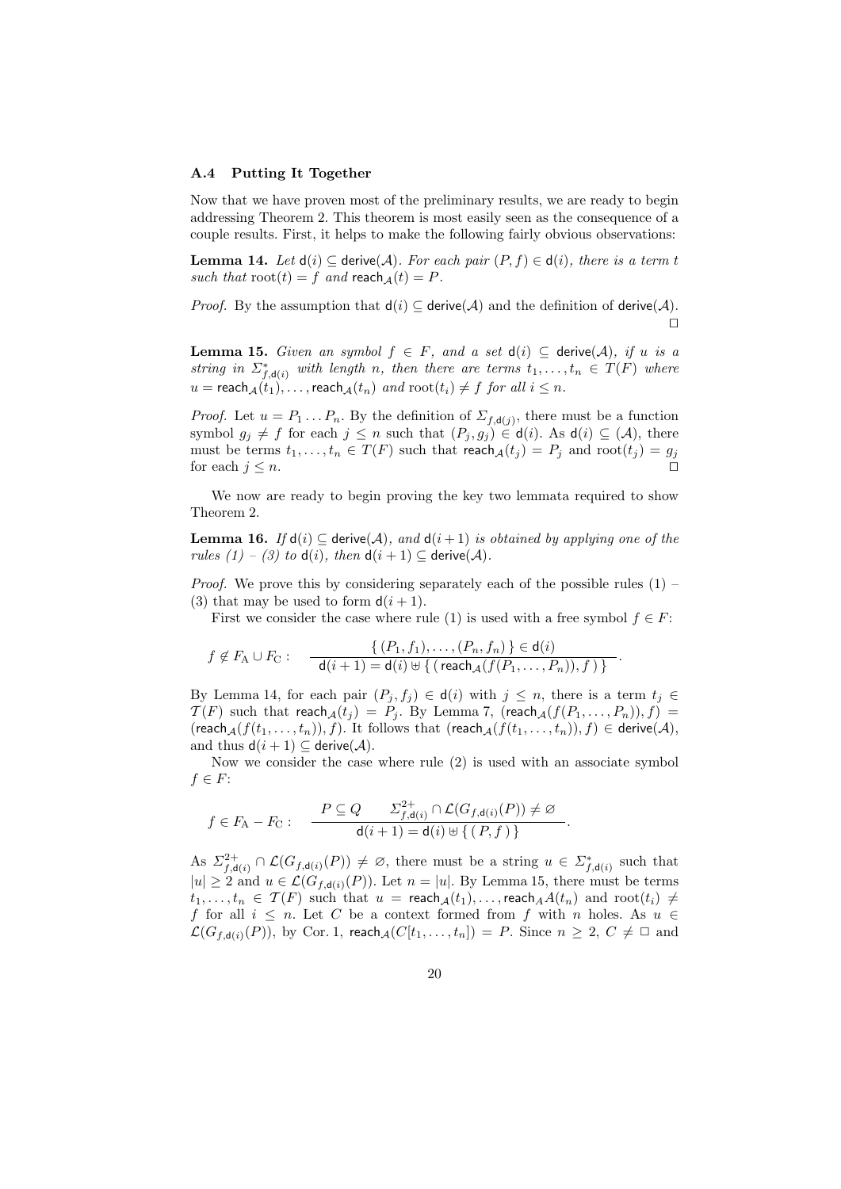### A.4 Putting It Together

Now that we have proven most of the preliminary results, we are ready to begin addressing Theorem 2. This theorem is most easily seen as the consequence of a couple results. First, it helps to make the following fairly obvious observations:

**Lemma 14.** *Let* $\mathsf{d}(i) \subseteq \mathsf{derive}(\mathcal{A})$*. For each pair* $(P, f) \in \mathsf{d}(i)$*, there is a term* $t$ *such that* $\mathrm{root}(t) = f$ *and* $\mathsf{reach}_{\mathcal{A}}(t) = P$*.*

*Proof.* By the assumption that $\mathsf{d}(i) \subseteq \mathsf{derive}(\mathcal{A})$ and the definition of $\mathsf{derive}(\mathcal{A})$. ◻

**Lemma 15.** *Given an symbol* $f \in F$*, and a set* $\mathsf{d}(i) \subseteq \mathsf{derive}(\mathcal{A})$*, if* $u$ *is a string in* $\Sigma^*_{f,\mathsf{d}(i)}$ *with length* $n$*, then there are terms* $t_1, \ldots, t_n \in T(F)$ *where* $u = \mathsf{reach}_{\mathcal{A}}(t_1), \ldots, \mathsf{reach}_{\mathcal{A}}(t_n)$ *and* $\mathrm{root}(t_i) \neq f$ *for all* $i \leq n$*.*

*Proof.* Let $u = P_1 \ldots P_n$. By the definition of $\Sigma_{f,\mathsf{d}(j)}$, there must be a function symbol $g_j \neq f$ for each $j \leq n$ such that $(P_j, g_j) \in \mathsf{d}(i)$. As $\mathsf{d}(i) \subseteq (\mathcal{A})$, there must be terms $t_1, \ldots, t_n \in T(F)$ such that $\mathsf{reach}_{\mathcal{A}}(t_j) = P_j$ and $\mathrm{root}(t_j) = g_j$ for each $j \leq n$. ◻

We now are ready to begin proving the key two lemmata required to show Theorem 2.

**Lemma 16.** *If* $\mathsf{d}(i) \subseteq \mathsf{derive}(\mathcal{A})$*, and* $\mathsf{d}(i+1)$ *is obtained by applying one of the rules (1) – (3) to* $\mathsf{d}(i)$*, then* $\mathsf{d}(i+1) \subseteq \mathsf{derive}(\mathcal{A})$*.*

*Proof.* We prove this by considering separately each of the possible rules (1) – (3) that may be used to form $\mathsf{d}(i+1)$.

First we consider the case where rule (1) is used with a free symbol $f \in F$:

$$f \notin F_{\mathrm{A}} \cup F_{\mathrm{C}}: \quad \frac{\{\, (P_1, f_1), \ldots, (P_n, f_n) \,\} \in \mathsf{d}(i)}{\mathsf{d}(i+1) = \mathsf{d}(i) \uplus \{\, (\, \mathsf{reach}_{\mathcal{A}}(f(P_1, \ldots, P_n)), f \,) \,\}}.$$

By Lemma 14, for each pair $(P_j, f_j) \in \mathsf{d}(i)$ with $j \leq n$, there is a term $t_j \in \mathcal{T}(F)$ such that $\mathsf{reach}_{\mathcal{A}}(t_j) = P_j$. By Lemma 7, $(\mathsf{reach}_{\mathcal{A}}(f(P_1, \ldots, P_n)), f) = (\mathsf{reach}_{\mathcal{A}}(f(t_1, \ldots, t_n)), f)$. It follows that $(\mathsf{reach}_{\mathcal{A}}(f(t_1, \ldots, t_n)), f) \in \mathsf{derive}(\mathcal{A})$, and thus $\mathsf{d}(i+1) \subseteq \mathsf{derive}(\mathcal{A})$.

Now we consider the case where rule (2) is used with an associate symbol $f \in F$:

$$f \in F_{\mathrm{A}} - F_{\mathrm{C}}: \quad \frac{P \subseteq Q \qquad \Sigma^{2+}_{f,\mathsf{d}(i)} \cap \mathcal{L}(G_{f,\mathsf{d}(i)}(P)) \neq \varnothing}{\mathsf{d}(i+1) = \mathsf{d}(i) \uplus \{\, (\, P, f \,) \,\}}.$$

As $\Sigma^{2+}_{f,\mathsf{d}(i)} \cap \mathcal{L}(G_{f,\mathsf{d}(i)}(P)) \neq \varnothing$, there must be a string $u \in \Sigma^*_{f,\mathsf{d}(i)}$ such that $|u| \geq 2$ and $u \in \mathcal{L}(G_{f,\mathsf{d}(i)}(P))$. Let $n = |u|$. By Lemma 15, there must be terms $t_1, \ldots, t_n \in \mathcal{T}(F)$ such that $u = \mathsf{reach}_{\mathcal{A}}(t_1), \ldots, \mathsf{reach}_{A}A(t_n)$ and $\mathrm{root}(t_i) \neq f$ for all $i \leq n$. Let $C$ be a context formed from $f$ with $n$ holes. As $u \in \mathcal{L}(G_{f,\mathsf{d}(i)}(P))$, by Cor. 1, $\mathsf{reach}_{\mathcal{A}}(C[t_1, \ldots, t_n]) = P$. Since $n \geq 2$, $C \neq \Box$ and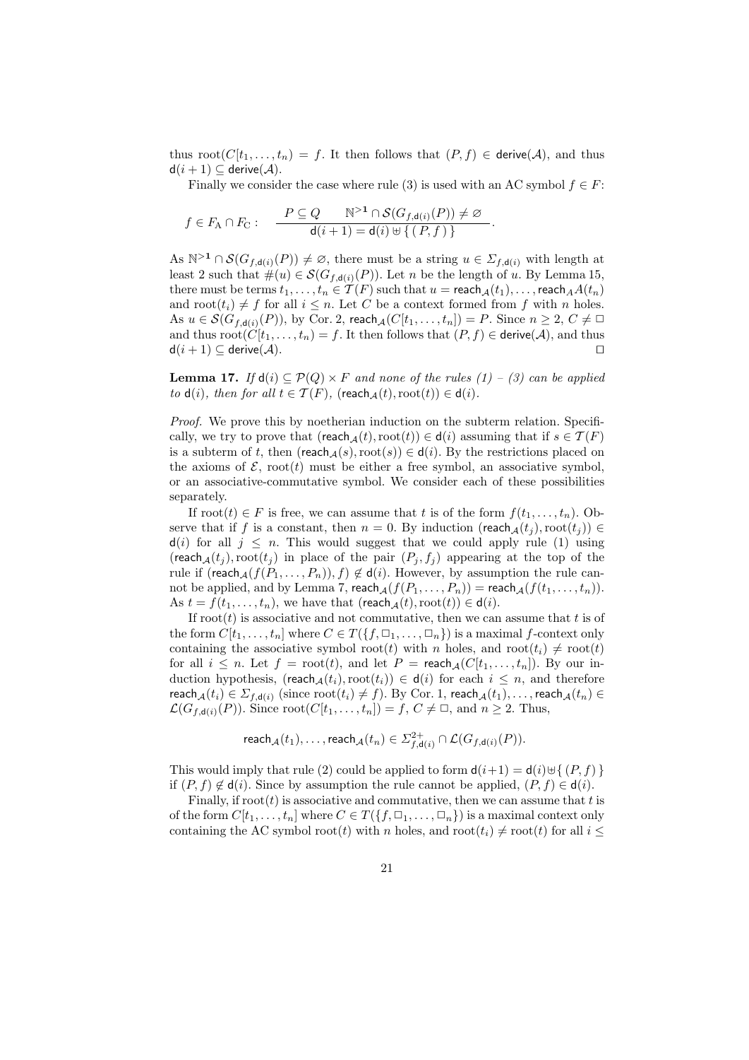thus $\mathrm{root}(C[t_1,\ldots,t_n]) = f$. It then follows that $(P,f) \in \mathsf{derive}(\mathcal{A})$, and thus $\mathsf{d}(i+1) \subseteq \mathsf{derive}(\mathcal{A})$.

Finally we consider the case where rule (3) is used with an AC symbol $f \in F$:

$$f \in F_{\mathrm{A}} \cap F_{\mathrm{C}}: \quad \frac{P \subseteq Q \qquad \mathbb{N}^{>\mathbf{1}} \cap \mathcal{S}(G_{f,\mathsf{d}(i)}(P)) \neq \varnothing}{\mathsf{d}(i+1) = \mathsf{d}(i) \uplus \{\, (P,f) \,\}}.$$

As $\mathbb{N}^{>\mathbf{1}} \cap \mathcal{S}(G_{f,\mathsf{d}(i)}(P)) \neq \varnothing$, there must be a string $u \in \Sigma_{f,\mathsf{d}(i)}$ with length at least 2 such that $\#(u) \in \mathcal{S}(G_{f,\mathsf{d}(i)}(P))$. Let $n$ be the length of $u$. By Lemma 15, there must be terms $t_1,\ldots,t_n \in \mathcal{T}(F)$ such that $u = \mathsf{reach}_{\mathcal{A}}(t_1),\ldots,\mathsf{reach}_A A(t_n)$ and $\mathrm{root}(t_i) \neq f$ for all $i \leq n$. Let $C$ be a context formed from $f$ with $n$ holes. As $u \in \mathcal{S}(G_{f,\mathsf{d}(i)}(P))$, by Cor. 2, $\mathsf{reach}_{\mathcal{A}}(C[t_1,\ldots,t_n]) = P$. Since $n \geq 2$, $C \neq \Box$ and thus $\mathrm{root}(C[t_1,\ldots,t_n]) = f$. It then follows that $(P,f) \in \mathsf{derive}(\mathcal{A})$, and thus $\mathsf{d}(i+1) \subseteq \mathsf{derive}(\mathcal{A})$. $\square$

**Lemma 17.** *If $\mathsf{d}(i) \subseteq \mathcal{P}(Q) \times F$ and none of the rules (1) – (3) can be applied to $\mathsf{d}(i)$, then for all $t \in \mathcal{T}(F)$, $(\mathsf{reach}_{\mathcal{A}}(t), \mathrm{root}(t)) \in \mathsf{d}(i)$.*

*Proof.* We prove this by noetherian induction on the subterm relation. Specifically, we try to prove that $(\mathsf{reach}_{\mathcal{A}}(t), \mathrm{root}(t)) \in \mathsf{d}(i)$ assuming that if $s \in \mathcal{T}(F)$ is a subterm of $t$, then $(\mathsf{reach}_{\mathcal{A}}(s), \mathrm{root}(s)) \in \mathsf{d}(i)$. By the restrictions placed on the axioms of $\mathcal{E}$, $\mathrm{root}(t)$ must be either a free symbol, an associative symbol, or an associative-commutative symbol. We consider each of these possibilities separately.

If $\mathrm{root}(t) \in F$ is free, we can assume that $t$ is of the form $f(t_1,\ldots,t_n)$. Observe that if $f$ is a constant, then $n = 0$. By induction $(\mathsf{reach}_{\mathcal{A}}(t_j), \mathrm{root}(t_j)) \in \mathsf{d}(i)$ for all $j \leq n$. This would suggest that we could apply rule (1) using $(\mathsf{reach}_{\mathcal{A}}(t_j), \mathrm{root}(t_j))$ in place of the pair $(P_j, f_j)$ appearing at the top of the rule if $(\mathsf{reach}_{\mathcal{A}}(f(P_1,\ldots,P_n)), f) \notin \mathsf{d}(i)$. However, by assumption the rule cannot be applied, and by Lemma 7, $\mathsf{reach}_{\mathcal{A}}(f(P_1,\ldots,P_n)) = \mathsf{reach}_{\mathcal{A}}(f(t_1,\ldots,t_n))$. As $t = f(t_1,\ldots,t_n)$, we have that $(\mathsf{reach}_{\mathcal{A}}(t), \mathrm{root}(t)) \in \mathsf{d}(i)$.

If $\mathrm{root}(t)$ is associative and not commutative, then we can assume that $t$ is of the form $C[t_1,\ldots,t_n]$ where $C \in T(\{f, \Box_1, \ldots, \Box_n\})$ is a maximal $f$-context only containing the associative symbol $\mathrm{root}(t)$ with $n$ holes, and $\mathrm{root}(t_i) \neq \mathrm{root}(t)$ for all $i \leq n$. Let $f = \mathrm{root}(t)$, and let $P = \mathsf{reach}_{\mathcal{A}}(C[t_1,\ldots,t_n])$. By our induction hypothesis, $(\mathsf{reach}_{\mathcal{A}}(t_i), \mathrm{root}(t_i)) \in \mathsf{d}(i)$ for each $i \leq n$, and therefore $\mathsf{reach}_{\mathcal{A}}(t_i) \in \Sigma_{f,\mathsf{d}(i)}$ (since $\mathrm{root}(t_i) \neq f$). By Cor. 1, $\mathsf{reach}_{\mathcal{A}}(t_1),\ldots,\mathsf{reach}_{\mathcal{A}}(t_n) \in \mathcal{L}(G_{f,\mathsf{d}(i)}(P))$. Since $\mathrm{root}(C[t_1,\ldots,t_n]) = f$, $C \neq \Box$, and $n \geq 2$. Thus,

$$\mathsf{reach}_{\mathcal{A}}(t_1),\ldots,\mathsf{reach}_{\mathcal{A}}(t_n) \in \Sigma^{2+}_{f,\mathsf{d}(i)} \cap \mathcal{L}(G_{f,\mathsf{d}(i)}(P)).$$

This would imply that rule (2) could be applied to form $\mathsf{d}(i+1) = \mathsf{d}(i) \uplus \{\, (P,f) \,\}$ if $(P,f) \notin \mathsf{d}(i)$. Since by assumption the rule cannot be applied, $(P,f) \in \mathsf{d}(i)$.

Finally, if $\mathrm{root}(t)$ is associative and commutative, then we can assume that $t$ is of the form $C[t_1,\ldots,t_n]$ where $C \in T(\{f, \Box_1, \ldots, \Box_n\})$ is a maximal context only containing the AC symbol $\mathrm{root}(t)$ with $n$ holes, and $\mathrm{root}(t_i) \neq \mathrm{root}(t)$ for all $i \leq$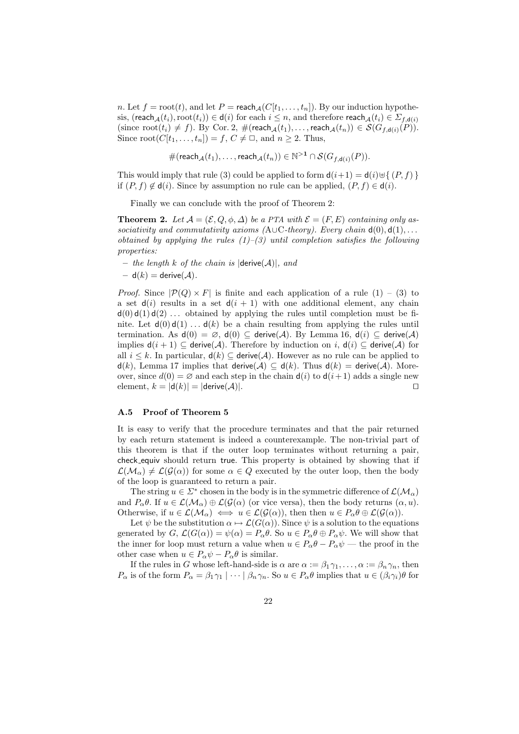$n$. Let $f = \text{root}(t)$, and let $P = \mathsf{reach}_{\mathcal{A}}(C[t_1, \ldots, t_n])$. By our induction hypothesis, $(\mathsf{reach}_{\mathcal{A}}(t_i), \text{root}(t_i)) \in \mathsf{d}(i)$ for each $i \leq n$, and therefore $\mathsf{reach}_{\mathcal{A}}(t_i) \in \Sigma_{f,\mathsf{d}(i)}$ (since $\text{root}(t_i) \neq f$). By Cor. 2, $\#(\mathsf{reach}_{\mathcal{A}}(t_1), \ldots, \mathsf{reach}_{\mathcal{A}}(t_n)) \in \mathcal{S}(G_{f,\mathsf{d}(i)}(P))$. Since $\text{root}(C[t_1, \ldots, t_n]) = f$, $C \neq \Box$, and $n \geq 2$. Thus,

$$\#(\mathsf{reach}_{\mathcal{A}}(t_1), \ldots, \mathsf{reach}_{\mathcal{A}}(t_n)) \in \mathbb{N}^{>\mathbf{1}} \cap \mathcal{S}(G_{f,\mathsf{d}(i)}(P)).$$

This would imply that rule (3) could be applied to form $\mathsf{d}(i+1) = \mathsf{d}(i) \uplus \{ (P, f) \}$ if $(P, f) \notin \mathsf{d}(i)$. Since by assumption no rule can be applied, $(P, f) \in \mathsf{d}(i)$.

Finally we can conclude with the proof of Theorem 2:

**Theorem 2.** *Let $\mathcal{A} = (\mathcal{E}, Q, \phi, \Delta)$ be a PTA with $\mathcal{E} = (F, E)$ containing only associativity and commutativity axioms (A∪C-theory). Every chain $\mathsf{d}(0), \mathsf{d}(1), \ldots$ obtained by applying the rules (1)–(3) until completion satisfies the following properties:*

- *the length $k$ of the chain is $|\mathsf{derive}(\mathcal{A})|$, and*
- $\mathsf{d}(k) = \mathsf{derive}(\mathcal{A})$.

*Proof.* Since $|\mathcal{P}(Q) \times F|$ is finite and each application of a rule (1) – (3) to a set $\mathsf{d}(i)$ results in a set $\mathsf{d}(i+1)$ with one additional element, any chain $\mathsf{d}(0)\,\mathsf{d}(1)\,\mathsf{d}(2) \ldots$ obtained by applying the rules until completion must be finite. Let $\mathsf{d}(0)\,\mathsf{d}(1) \ldots \mathsf{d}(k)$ be a chain resulting from applying the rules until termination. As $\mathsf{d}(0) = \varnothing$, $\mathsf{d}(0) \subseteq \mathsf{derive}(\mathcal{A})$. By Lemma 16, $\mathsf{d}(i) \subseteq \mathsf{derive}(\mathcal{A})$ implies $\mathsf{d}(i+1) \subseteq \mathsf{derive}(\mathcal{A})$. Therefore by induction on $i$, $\mathsf{d}(i) \subseteq \mathsf{derive}(\mathcal{A})$ for all $i \leq k$. In particular, $\mathsf{d}(k) \subseteq \mathsf{derive}(\mathcal{A})$. However as no rule can be applied to $\mathsf{d}(k)$, Lemma 17 implies that $\mathsf{derive}(\mathcal{A}) \subseteq \mathsf{d}(k)$. Thus $\mathsf{d}(k) = \mathsf{derive}(\mathcal{A})$. Moreover, since $d(0) = \varnothing$ and each step in the chain $\mathsf{d}(i)$ to $\mathsf{d}(i+1)$ adds a single new element, $k = |\mathsf{d}(k)| = |\mathsf{derive}(\mathcal{A})|$. ◻

### A.5 Proof of Theorem 5

It is easy to verify that the procedure terminates and that the pair returned by each return statement is indeed a counterexample. The non-trivial part of this theorem is that if the outer loop terminates without returning a pair, check_equiv should return true. This property is obtained by showing that if $\mathcal{L}(\mathcal{M}_\alpha) \neq \mathcal{L}(\mathcal{G}(\alpha))$ for some $\alpha \in Q$ executed by the outer loop, then the body of the loop is guaranteed to return a pair.

The string $u \in \Sigma^*$ chosen in the body is in the symmetric difference of $\mathcal{L}(\mathcal{M}_\alpha)$ and $P_\alpha\theta$. If $u \in \mathcal{L}(\mathcal{M}_\alpha) \oplus \mathcal{L}(\mathcal{G}(\alpha)$ (or vice versa), then the body returns $(\alpha, u)$. Otherwise, if $u \in \mathcal{L}(\mathcal{M}_\alpha) \iff u \in \mathcal{L}(\mathcal{G}(\alpha))$, then then $u \in P_\alpha\theta \oplus \mathcal{L}(\mathcal{G}(\alpha))$.

Let $\psi$ be the substitution $\alpha \mapsto \mathcal{L}(G(\alpha))$. Since $\psi$ is a solution to the equations generated by $G$, $\mathcal{L}(G(\alpha)) = \psi(\alpha) = P_\alpha\theta$. So $u \in P_\alpha\theta \oplus P_\alpha\psi$. We will show that the inner for loop must return a value when $u \in P_\alpha\theta - P_\alpha\psi$ — the proof in the other case when $u \in P_\alpha\psi - P_\alpha\theta$ is similar.

If the rules in $G$ whose left-hand-side is $\alpha$ are $\alpha := \beta_1\gamma_1, \ldots, \alpha := \beta_n\gamma_n$, then $P_\alpha$ is of the form $P_\alpha = \beta_1\gamma_1 \mid \cdots \mid \beta_n\gamma_n$. So $u \in P_\alpha\theta$ implies that $u \in (\beta_i\gamma_i)\theta$ for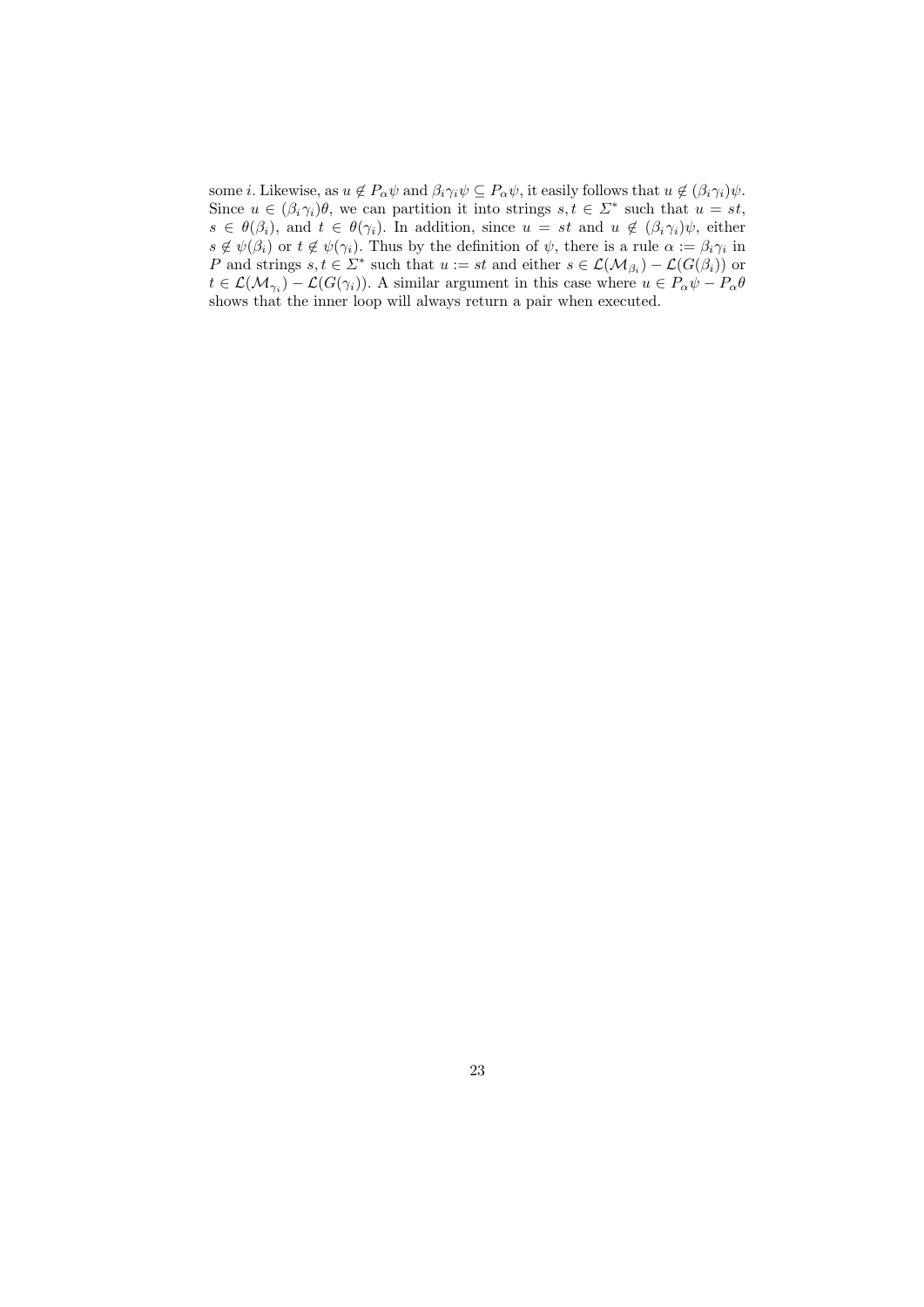some $i$. Likewise, as $u \notin P_\alpha\psi$ and $\beta_i\gamma_i\psi \subseteq P_\alpha\psi$, it easily follows that $u \notin (\beta_i\gamma_i)\psi$. Since $u \in (\beta_i\gamma_i)\theta$, we can partition it into strings $s, t \in \Sigma^*$ such that $u = st$, $s \in \theta(\beta_i)$, and $t \in \theta(\gamma_i)$. In addition, since $u = st$ and $u \notin (\beta_i\gamma_i)\psi$, either $s \notin \psi(\beta_i)$ or $t \notin \psi(\gamma_i)$. Thus by the definition of $\psi$, there is a rule $\alpha := \beta_i\gamma_i$ in $P$ and strings $s, t \in \Sigma^*$ such that $u := st$ and either $s \in \mathcal{L}(\mathcal{M}_{\beta_i}) - \mathcal{L}(G(\beta_i))$ or $t \in \mathcal{L}(\mathcal{M}_{\gamma_i}) - \mathcal{L}(G(\gamma_i))$. A similar argument in this case where $u \in P_\alpha\psi - P_\alpha\theta$ shows that the inner loop will always return a pair when executed.